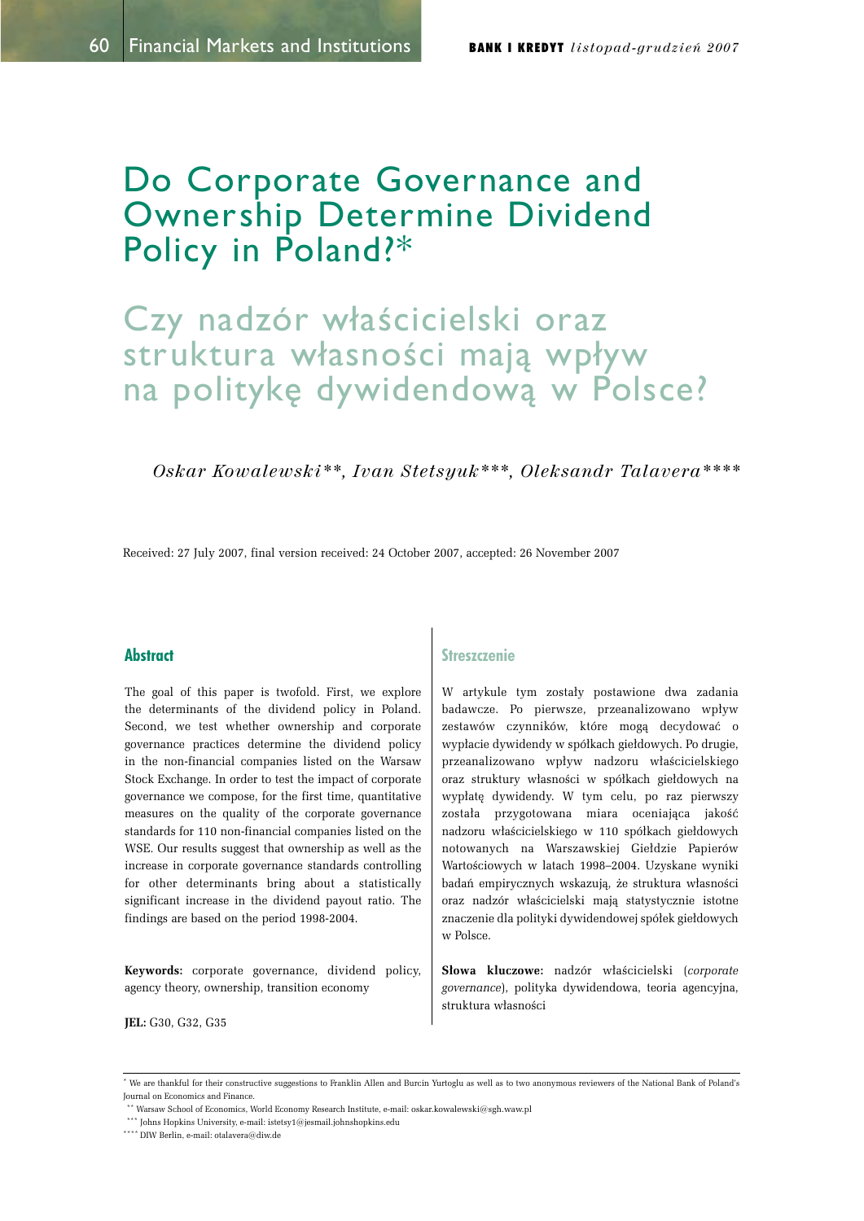# Do Corporate Governance and Ownership Determine Dividend Policy in Poland?*

# Czy nadzór właścicielski oraz struktura własności mają wpływ na politykę dywidendową w Polsce?

*Oskar Kowalewski\*\*, Ivan Stetsyuk\*\*\*, Oleksandr Talavera\*\*\*\**

Received: 27 July 2007, final version received: 24 October 2007, accepted: 26 November 2007

## Abstract

The goal of this paper is twofold. First, we explore the determinants of the dividend policy in Poland. Second, we test whether ownership and corporate governance practices determine the dividend policy in the non-financial companies listed on the Warsaw Stock Exchange. In order to test the impact of corporate governance we compose, for the first time, quantitative measures on the quality of the corporate governance standards for 110 non-financial companies listed on the WSE. Our results suggest that ownership as well as the increase in corporate governance standards controlling for other determinants bring about a statistically significant increase in the dividend payout ratio. The findings are based on the period 1998-2004.

**Keywords:** corporate governance, dividend policy, agency theory, ownership, transition economy

**JEL:** G30, G32, G35

## Streszczenie

W artykule tym zostały postawione dwa zadania badawcze. Po pierwsze, przeanalizowano wpływ zestawów czynników, które mogą decydować o wypłacie dywidendy w spółkach giełdowych. Po drugie, przeanalizowano wpływ nadzoru właścicielskiego oraz struktury własności w spółkach giełdowych na wypłatę dywidendy. W tym celu, po raz pierwszy została przygotowana miara oceniająca jakość nadzoru właścicielskiego w 110 spółkach giełdowych notowanych na Warszawskiej Giełdzie Papierów Wartościowych w latach 1998–2004. Uzyskane wyniki badań empirycznych wskazują, że struktura własności oraz nadzór właścicielski mają statystycznie istotne znaczenie dla polityki dywidendowej spółek giełdowych w Polsce.

**Słowa kluczowe:** nadzór właścicielski (*corporate governance*), polityka dywidendowa, teoria agencyjna, struktura własności

---

\* We are thankful for their constructive suggestions to Franklin Allen and Burcin Yurtoglu as well as to two anonymous reviewers of the National Bank of Poland's Journal on Economics and Finance.

\*\* Warsaw School of Economics, World Economy Research Institute, e-mail: oskar.kowalewski@sgh.waw.pl

\*\*\* Johns Hopkins University, e-mail: istetsy1@jesmail.johnshopkins.edu

\*\*\*\* DIW Berlin, e-mail: otalavera@diw.de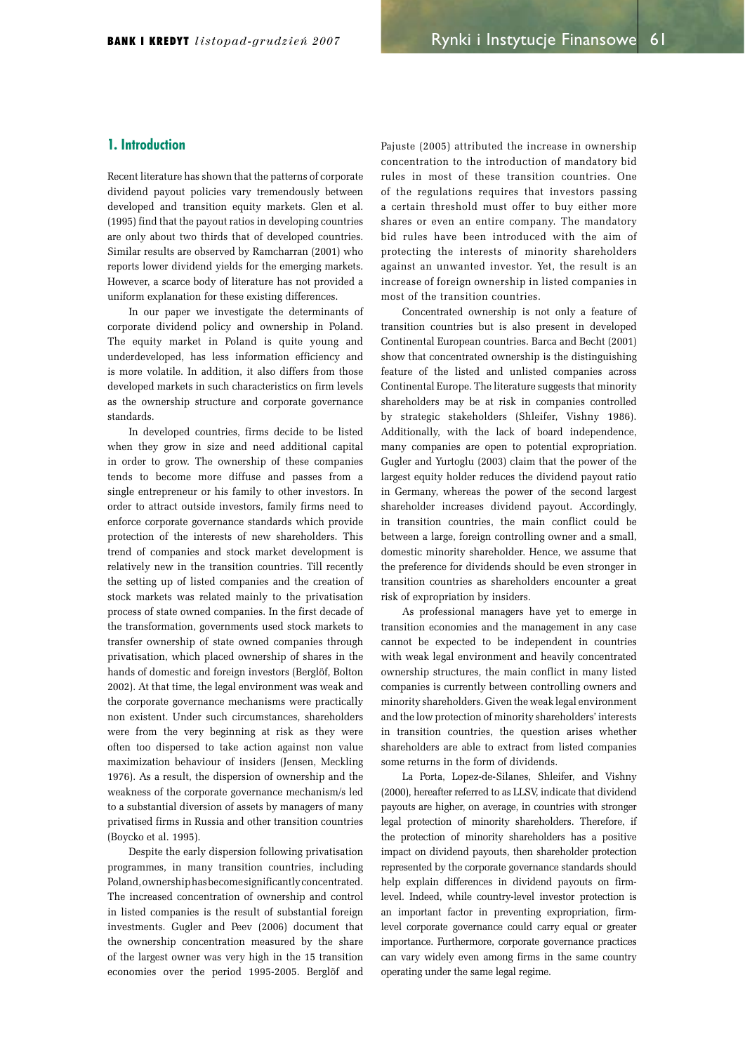## 1. Introduction

Recent literature has shown that the patterns of corporate dividend payout policies vary tremendously between developed and transition equity markets. Glen et al. (1995) find that the payout ratios in developing countries are only about two thirds that of developed countries. Similar results are observed by Ramcharran (2001) who reports lower dividend yields for the emerging markets. However, a scarce body of literature has not provided a uniform explanation for these existing differences.

In our paper we investigate the determinants of corporate dividend policy and ownership in Poland. The equity market in Poland is quite young and underdeveloped, has less information efficiency and is more volatile. In addition, it also differs from those developed markets in such characteristics on firm levels as the ownership structure and corporate governance standards.

In developed countries, firms decide to be listed when they grow in size and need additional capital in order to grow. The ownership of these companies tends to become more diffuse and passes from a single entrepreneur or his family to other investors. In order to attract outside investors, family firms need to enforce corporate governance standards which provide protection of the interests of new shareholders. This trend of companies and stock market development is relatively new in the transition countries. Till recently the setting up of listed companies and the creation of stock markets was related mainly to the privatisation process of state owned companies. In the first decade of the transformation, governments used stock markets to transfer ownership of state owned companies through privatisation, which placed ownership of shares in the hands of domestic and foreign investors (Berglöf, Bolton 2002). At that time, the legal environment was weak and the corporate governance mechanisms were practically non existent. Under such circumstances, shareholders were from the very beginning at risk as they were often too dispersed to take action against non value maximization behaviour of insiders (Jensen, Meckling 1976). As a result, the dispersion of ownership and the weakness of the corporate governance mechanism/s led to a substantial diversion of assets by managers of many privatised firms in Russia and other transition countries (Boycko et al. 1995).

Despite the early dispersion following privatisation programmes, in many transition countries, including Poland, ownership has become significantly concentrated. The increased concentration of ownership and control in listed companies is the result of substantial foreign investments. Gugler and Peev (2006) document that the ownership concentration measured by the share of the largest owner was very high in the 15 transition economies over the period 1995-2005. Berglöf and Pajuste (2005) attributed the increase in ownership concentration to the introduction of mandatory bid rules in most of these transition countries. One of the regulations requires that investors passing a certain threshold must offer to buy either more shares or even an entire company. The mandatory bid rules have been introduced with the aim of protecting the interests of minority shareholders against an unwanted investor. Yet, the result is an increase of foreign ownership in listed companies in most of the transition countries.

Concentrated ownership is not only a feature of transition countries but is also present in developed Continental European countries. Barca and Becht (2001) show that concentrated ownership is the distinguishing feature of the listed and unlisted companies across Continental Europe. The literature suggests that minority shareholders may be at risk in companies controlled by strategic stakeholders (Shleifer, Vishny 1986). Additionally, with the lack of board independence, many companies are open to potential expropriation. Gugler and Yurtoglu (2003) claim that the power of the largest equity holder reduces the dividend payout ratio in Germany, whereas the power of the second largest shareholder increases dividend payout. Accordingly, in transition countries, the main conflict could be between a large, foreign controlling owner and a small, domestic minority shareholder. Hence, we assume that the preference for dividends should be even stronger in transition countries as shareholders encounter a great risk of expropriation by insiders.

As professional managers have yet to emerge in transition economies and the management in any case cannot be expected to be independent in countries with weak legal environment and heavily concentrated ownership structures, the main conflict in many listed companies is currently between controlling owners and minority shareholders. Given the weak legal environment and the low protection of minority shareholders' interests in transition countries, the question arises whether shareholders are able to extract from listed companies some returns in the form of dividends.

La Porta, Lopez-de-Silanes, Shleifer, and Vishny (2000), hereafter referred to as LLSV, indicate that dividend payouts are higher, on average, in countries with stronger legal protection of minority shareholders. Therefore, if the protection of minority shareholders has a positive impact on dividend payouts, then shareholder protection represented by the corporate governance standards should help explain differences in dividend payouts on firm-level. Indeed, while country-level investor protection is an important factor in preventing expropriation, firm-level corporate governance could carry equal or greater importance. Furthermore, corporate governance practices can vary widely even among firms in the same country operating under the same legal regime.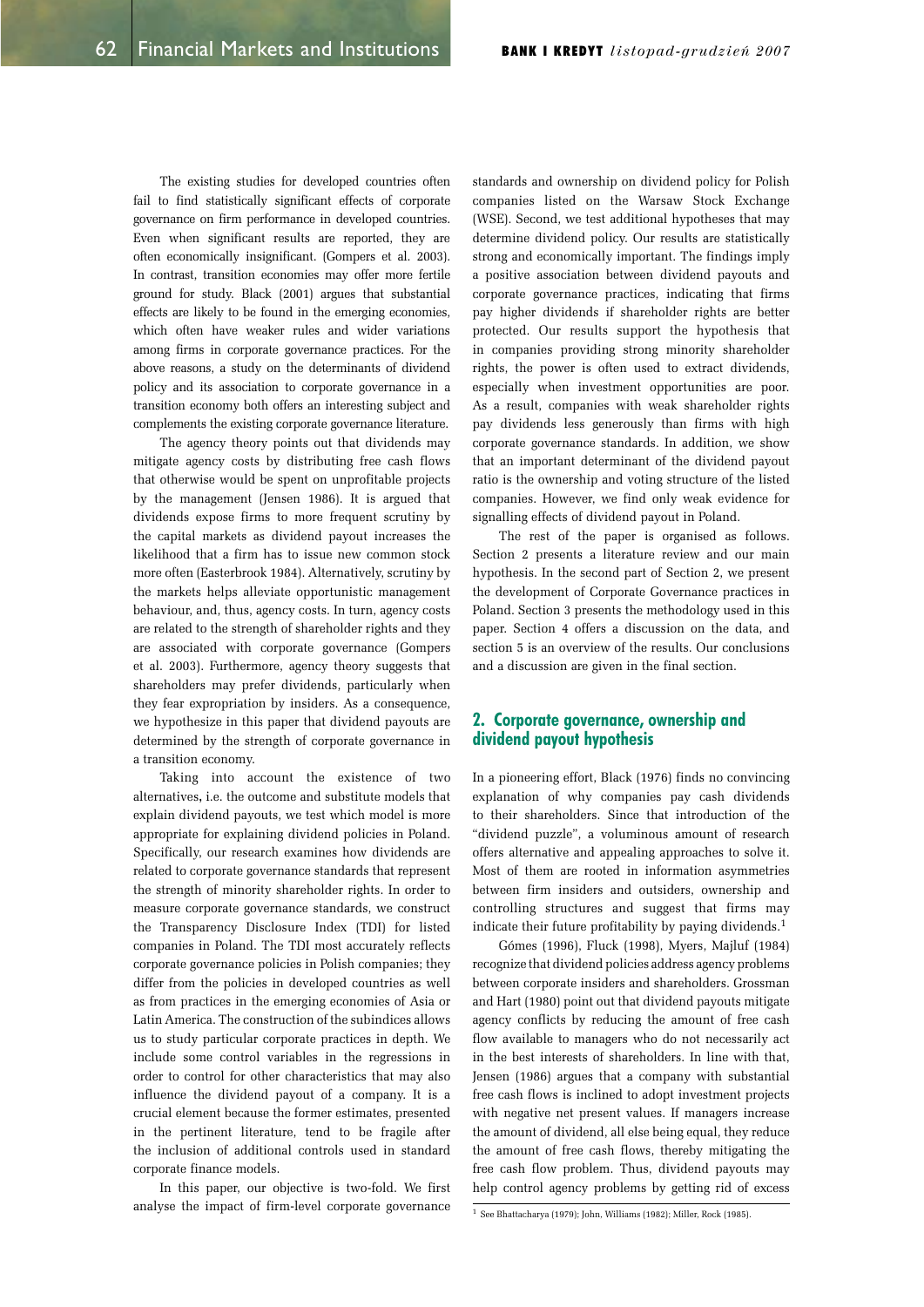The existing studies for developed countries often fail to find statistically significant effects of corporate governance on firm performance in developed countries. Even when significant results are reported, they are often economically insignificant. (Gompers et al. 2003). In contrast, transition economies may offer more fertile ground for study. Black (2001) argues that substantial effects are likely to be found in the emerging economies, which often have weaker rules and wider variations among firms in corporate governance practices. For the above reasons, a study on the determinants of dividend policy and its association to corporate governance in a transition economy both offers an interesting subject and complements the existing corporate governance literature.

The agency theory points out that dividends may mitigate agency costs by distributing free cash flows that otherwise would be spent on unprofitable projects by the management (Jensen 1986). It is argued that dividends expose firms to more frequent scrutiny by the capital markets as dividend payout increases the likelihood that a firm has to issue new common stock more often (Easterbrook 1984). Alternatively, scrutiny by the markets helps alleviate opportunistic management behaviour, and, thus, agency costs. In turn, agency costs are related to the strength of shareholder rights and they are associated with corporate governance (Gompers et al. 2003). Furthermore, agency theory suggests that shareholders may prefer dividends, particularly when they fear expropriation by insiders. As a consequence, we hypothesize in this paper that dividend payouts are determined by the strength of corporate governance in a transition economy.

Taking into account the existence of two alternatives, i.e. the outcome and substitute models that explain dividend payouts, we test which model is more appropriate for explaining dividend policies in Poland. Specifically, our research examines how dividends are related to corporate governance standards that represent the strength of minority shareholder rights. In order to measure corporate governance standards, we construct the Transparency Disclosure Index (TDI) for listed companies in Poland. The TDI most accurately reflects corporate governance policies in Polish companies; they differ from the policies in developed countries as well as from practices in the emerging economies of Asia or Latin America. The construction of the subindices allows us to study particular corporate practices in depth. We include some control variables in the regressions in order to control for other characteristics that may also influence the dividend payout of a company. It is a crucial element because the former estimates, presented in the pertinent literature, tend to be fragile after the inclusion of additional controls used in standard corporate finance models.

In this paper, our objective is two-fold. We first analyse the impact of firm-level corporate governance standards and ownership on dividend policy for Polish companies listed on the Warsaw Stock Exchange (WSE). Second, we test additional hypotheses that may determine dividend policy. Our results are statistically strong and economically important. The findings imply a positive association between dividend payouts and corporate governance practices, indicating that firms pay higher dividends if shareholder rights are better protected. Our results support the hypothesis that in companies providing strong minority shareholder rights, the power is often used to extract dividends, especially when investment opportunities are poor. As a result, companies with weak shareholder rights pay dividends less generously than firms with high corporate governance standards. In addition, we show that an important determinant of the dividend payout ratio is the ownership and voting structure of the listed companies. However, we find only weak evidence for signalling effects of dividend payout in Poland.

The rest of the paper is organised as follows. Section 2 presents a literature review and our main hypothesis. In the second part of Section 2, we present the development of Corporate Governance practices in Poland. Section 3 presents the methodology used in this paper. Section 4 offers a discussion on the data, and section 5 is an overview of the results. Our conclusions and a discussion are given in the final section.

## 2. Corporate governance, ownership and dividend payout hypothesis

In a pioneering effort, Black (1976) finds no convincing explanation of why companies pay cash dividends to their shareholders. Since that introduction of the "dividend puzzle", a voluminous amount of research offers alternative and appealing approaches to solve it. Most of them are rooted in information asymmetries between firm insiders and outsiders, ownership and controlling structures and suggest that firms may indicate their future profitability by paying dividends.[1]

Gómes (1996), Fluck (1998), Myers, Majluf (1984) recognize that dividend policies address agency problems between corporate insiders and shareholders. Grossman and Hart (1980) point out that dividend payouts mitigate agency conflicts by reducing the amount of free cash flow available to managers who do not necessarily act in the best interests of shareholders. In line with that, Jensen (1986) argues that a company with substantial free cash flows is inclined to adopt investment projects with negative net present values. If managers increase the amount of dividend, all else being equal, they reduce the amount of free cash flows, thereby mitigating the free cash flow problem. Thus, dividend payouts may help control agency problems by getting rid of excess

[1] See Bhattacharya (1979); John, Williams (1982); Miller, Rock (1985).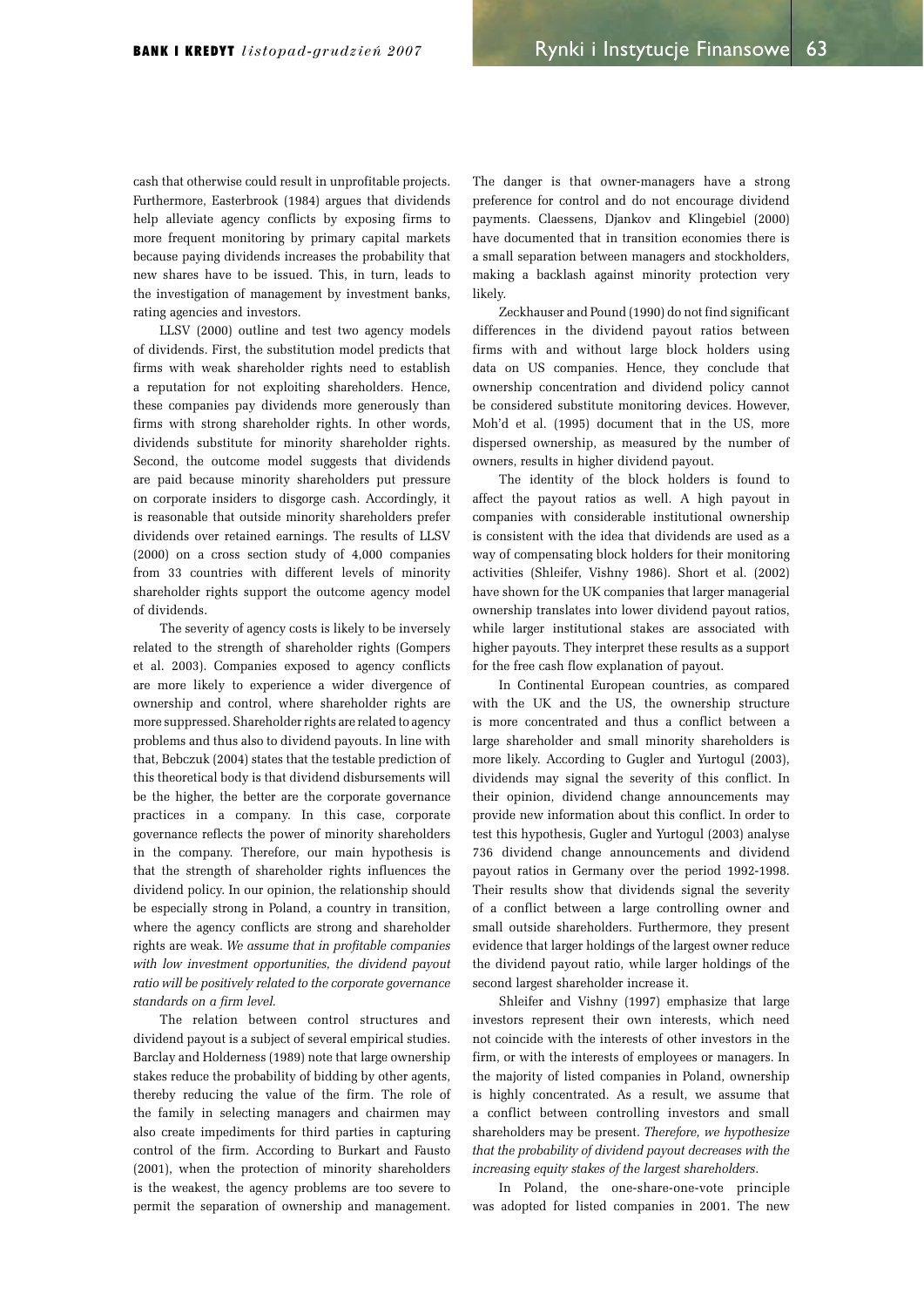cash that otherwise could result in unprofitable projects. Furthermore, Easterbrook (1984) argues that dividends help alleviate agency conflicts by exposing firms to more frequent monitoring by primary capital markets because paying dividends increases the probability that new shares have to be issued. This, in turn, leads to the investigation of management by investment banks, rating agencies and investors.

LLSV (2000) outline and test two agency models of dividends. First, the substitution model predicts that firms with weak shareholder rights need to establish a reputation for not exploiting shareholders. Hence, these companies pay dividends more generously than firms with strong shareholder rights. In other words, dividends substitute for minority shareholder rights. Second, the outcome model suggests that dividends are paid because minority shareholders put pressure on corporate insiders to disgorge cash. Accordingly, it is reasonable that outside minority shareholders prefer dividends over retained earnings. The results of LLSV (2000) on a cross section study of 4,000 companies from 33 countries with different levels of minority shareholder rights support the outcome agency model of dividends.

The severity of agency costs is likely to be inversely related to the strength of shareholder rights (Gompers et al. 2003). Companies exposed to agency conflicts are more likely to experience a wider divergence of ownership and control, where shareholder rights are more suppressed. Shareholder rights are related to agency problems and thus also to dividend payouts. In line with that, Bebczuk (2004) states that the testable prediction of this theoretical body is that dividend disbursements will be the higher, the better are the corporate governance practices in a company. In this case, corporate governance reflects the power of minority shareholders in the company. Therefore, our main hypothesis is that the strength of shareholder rights influences the dividend policy. In our opinion, the relationship should be especially strong in Poland, a country in transition, where the agency conflicts are strong and shareholder rights are weak. *We assume that in profitable companies with low investment opportunities, the dividend payout ratio will be positively related to the corporate governance standards on a firm level.*

The relation between control structures and dividend payout is a subject of several empirical studies. Barclay and Holderness (1989) note that large ownership stakes reduce the probability of bidding by other agents, thereby reducing the value of the firm. The role of the family in selecting managers and chairmen may also create impediments for third parties in capturing control of the firm. According to Burkart and Fausto (2001), when the protection of minority shareholders is the weakest, the agency problems are too severe to permit the separation of ownership and management. The danger is that owner-managers have a strong preference for control and do not encourage dividend payments. Claessens, Djankov and Klingebiel (2000) have documented that in transition economies there is a small separation between managers and stockholders, making a backlash against minority protection very likely.

Zeckhauser and Pound (1990) do not find significant differences in the dividend payout ratios between firms with and without large block holders using data on US companies. Hence, they conclude that ownership concentration and dividend policy cannot be considered substitute monitoring devices. However, Moh'd et al. (1995) document that in the US, more dispersed ownership, as measured by the number of owners, results in higher dividend payout.

The identity of the block holders is found to affect the payout ratios as well. A high payout in companies with considerable institutional ownership is consistent with the idea that dividends are used as a way of compensating block holders for their monitoring activities (Shleifer, Vishny 1986). Short et al. (2002) have shown for the UK companies that larger managerial ownership translates into lower dividend payout ratios, while larger institutional stakes are associated with higher payouts. They interpret these results as a support for the free cash flow explanation of payout.

In Continental European countries, as compared with the UK and the US, the ownership structure is more concentrated and thus a conflict between a large shareholder and small minority shareholders is more likely. According to Gugler and Yurtogul (2003), dividends may signal the severity of this conflict. In their opinion, dividend change announcements may provide new information about this conflict. In order to test this hypothesis, Gugler and Yurtogul (2003) analyse 736 dividend change announcements and dividend payout ratios in Germany over the period 1992-1998. Their results show that dividends signal the severity of a conflict between a large controlling owner and small outside shareholders. Furthermore, they present evidence that larger holdings of the largest owner reduce the dividend payout ratio, while larger holdings of the second largest shareholder increase it.

Shleifer and Vishny (1997) emphasize that large investors represent their own interests, which need not coincide with the interests of other investors in the firm, or with the interests of employees or managers. In the majority of listed companies in Poland, ownership is highly concentrated. As a result, we assume that a conflict between controlling investors and small shareholders may be present. *Therefore, we hypothesize that the probability of dividend payout decreases with the increasing equity stakes of the largest shareholders.*

In Poland, the one-share-one-vote principle was adopted for listed companies in 2001. The new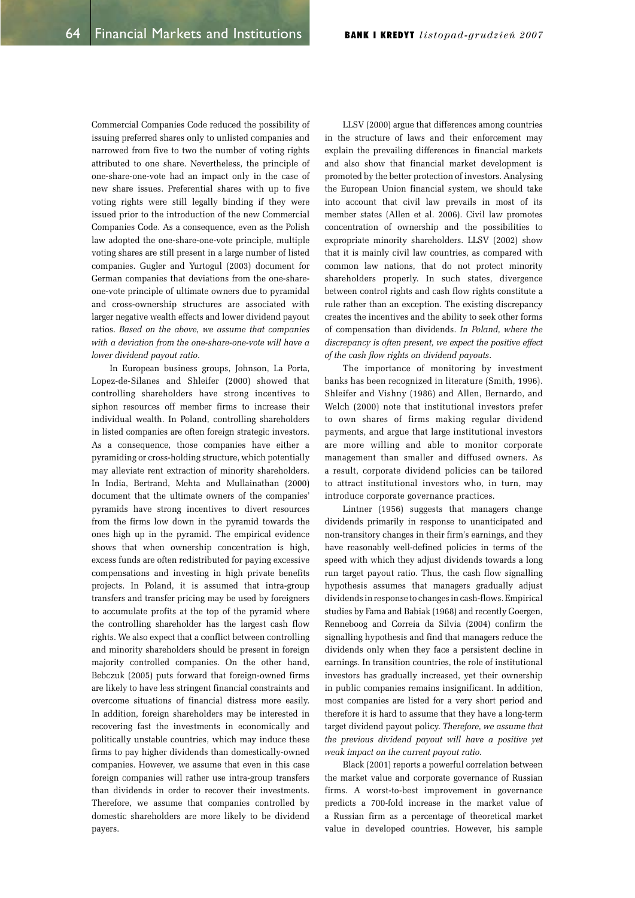Commercial Companies Code reduced the possibility of issuing preferred shares only to unlisted companies and narrowed from five to two the number of voting rights attributed to one share. Nevertheless, the principle of one-share-one-vote had an impact only in the case of new share issues. Preferential shares with up to five voting rights were still legally binding if they were issued prior to the introduction of the new Commercial Companies Code. As a consequence, even as the Polish law adopted the one-share-one-vote principle, multiple voting shares are still present in a large number of listed companies. Gugler and Yurtogul (2003) document for German companies that deviations from the one-share-one-vote principle of ultimate owners due to pyramidal and cross-ownership structures are associated with larger negative wealth effects and lower dividend payout ratios. *Based on the above, we assume that companies with a deviation from the one-share-one-vote will have a lower dividend payout ratio.*

In European business groups, Johnson, La Porta, Lopez-de-Silanes and Shleifer (2000) showed that controlling shareholders have strong incentives to siphon resources off member firms to increase their individual wealth. In Poland, controlling shareholders in listed companies are often foreign strategic investors. As a consequence, those companies have either a pyramiding or cross-holding structure, which potentially may alleviate rent extraction of minority shareholders. In India, Bertrand, Mehta and Mullainathan (2000) document that the ultimate owners of the companies' pyramids have strong incentives to divert resources from the firms low down in the pyramid towards the ones high up in the pyramid. The empirical evidence shows that when ownership concentration is high, excess funds are often redistributed for paying excessive compensations and investing in high private benefits projects. In Poland, it is assumed that intra-group transfers and transfer pricing may be used by foreigners to accumulate profits at the top of the pyramid where the controlling shareholder has the largest cash flow rights. We also expect that a conflict between controlling and minority shareholders should be present in foreign majority controlled companies. On the other hand, Bebczuk (2005) puts forward that foreign-owned firms are likely to have less stringent financial constraints and overcome situations of financial distress more easily. In addition, foreign shareholders may be interested in recovering fast the investments in economically and politically unstable countries, which may induce these firms to pay higher dividends than domestically-owned companies. However, we assume that even in this case foreign companies will rather use intra-group transfers than dividends in order to recover their investments. Therefore, we assume that companies controlled by domestic shareholders are more likely to be dividend payers.

LLSV (2000) argue that differences among countries in the structure of laws and their enforcement may explain the prevailing differences in financial markets and also show that financial market development is promoted by the better protection of investors. Analysing the European Union financial system, we should take into account that civil law prevails in most of its member states (Allen et al. 2006). Civil law promotes concentration of ownership and the possibilities to expropriate minority shareholders. LLSV (2002) show that it is mainly civil law countries, as compared with common law nations, that do not protect minority shareholders properly. In such states, divergence between control rights and cash flow rights constitute a rule rather than an exception. The existing discrepancy creates the incentives and the ability to seek other forms of compensation than dividends. *In Poland, where the discrepancy is often present, we expect the positive effect of the cash flow rights on dividend payouts.*

The importance of monitoring by investment banks has been recognized in literature (Smith, 1996). Shleifer and Vishny (1986) and Allen, Bernardo, and Welch (2000) note that institutional investors prefer to own shares of firms making regular dividend payments, and argue that large institutional investors are more willing and able to monitor corporate management than smaller and diffused owners. As a result, corporate dividend policies can be tailored to attract institutional investors who, in turn, may introduce corporate governance practices.

Lintner (1956) suggests that managers change dividends primarily in response to unanticipated and non-transitory changes in their firm's earnings, and they have reasonably well-defined policies in terms of the speed with which they adjust dividends towards a long run target payout ratio. Thus, the cash flow signalling hypothesis assumes that managers gradually adjust dividends in response to changes in cash-flows. Empirical studies by Fama and Babiak (1968) and recently Goergen, Renneboog and Correia da Silvia (2004) confirm the signalling hypothesis and find that managers reduce the dividends only when they face a persistent decline in earnings. In transition countries, the role of institutional investors has gradually increased, yet their ownership in public companies remains insignificant. In addition, most companies are listed for a very short period and therefore it is hard to assume that they have a long-term target dividend payout policy. *Therefore, we assume that the previous dividend payout will have a positive yet weak impact on the current payout ratio.*

Black (2001) reports a powerful correlation between the market value and corporate governance of Russian firms. A worst-to-best improvement in governance predicts a 700-fold increase in the market value of a Russian firm as a percentage of theoretical market value in developed countries. However, his sample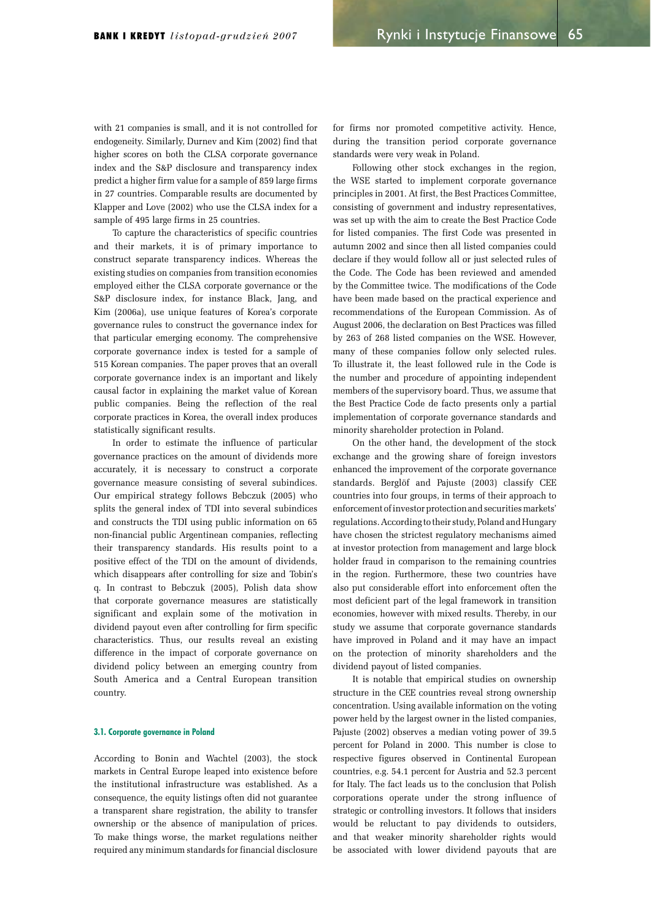with 21 companies is small, and it is not controlled for endogeneity. Similarly, Durnev and Kim (2002) find that higher scores on both the CLSA corporate governance index and the S&P disclosure and transparency index predict a higher firm value for a sample of 859 large firms in 27 countries. Comparable results are documented by Klapper and Love (2002) who use the CLSA index for a sample of 495 large firms in 25 countries.

To capture the characteristics of specific countries and their markets, it is of primary importance to construct separate transparency indices. Whereas the existing studies on companies from transition economies employed either the CLSA corporate governance or the S&P disclosure index, for instance Black, Jang, and Kim (2006a), use unique features of Korea's corporate governance rules to construct the governance index for that particular emerging economy. The comprehensive corporate governance index is tested for a sample of 515 Korean companies. The paper proves that an overall corporate governance index is an important and likely causal factor in explaining the market value of Korean public companies. Being the reflection of the real corporate practices in Korea, the overall index produces statistically significant results.

In order to estimate the influence of particular governance practices on the amount of dividends more accurately, it is necessary to construct a corporate governance measure consisting of several subindices. Our empirical strategy follows Bebczuk (2005) who splits the general index of TDI into several subindices and constructs the TDI using public information on 65 non-financial public Argentinean companies, reflecting their transparency standards. His results point to a positive effect of the TDI on the amount of dividends, which disappears after controlling for size and Tobin's q. In contrast to Bebczuk (2005), Polish data show that corporate governance measures are statistically significant and explain some of the motivation in dividend payout even after controlling for firm specific characteristics. Thus, our results reveal an existing difference in the impact of corporate governance on dividend policy between an emerging country from South America and a Central European transition country.

### 3.1. Corporate governance in Poland

According to Bonin and Wachtel (2003), the stock markets in Central Europe leaped into existence before the institutional infrastructure was established. As a consequence, the equity listings often did not guarantee a transparent share registration, the ability to transfer ownership or the absence of manipulation of prices. To make things worse, the market regulations neither required any minimum standards for financial disclosure for firms nor promoted competitive activity. Hence, during the transition period corporate governance standards were very weak in Poland.

Following other stock exchanges in the region, the WSE started to implement corporate governance principles in 2001. At first, the Best Practices Committee, consisting of government and industry representatives, was set up with the aim to create the Best Practice Code for listed companies. The first Code was presented in autumn 2002 and since then all listed companies could declare if they would follow all or just selected rules of the Code. The Code has been reviewed and amended by the Committee twice. The modifications of the Code have been made based on the practical experience and recommendations of the European Commission. As of August 2006, the declaration on Best Practices was filled by 263 of 268 listed companies on the WSE. However, many of these companies follow only selected rules. To illustrate it, the least followed rule in the Code is the number and procedure of appointing independent members of the supervisory board. Thus, we assume that the Best Practice Code de facto presents only a partial implementation of corporate governance standards and minority shareholder protection in Poland.

On the other hand, the development of the stock exchange and the growing share of foreign investors enhanced the improvement of the corporate governance standards. Berglöf and Pajuste (2003) classify CEE countries into four groups, in terms of their approach to enforcement of investor protection and securities markets' regulations. According to their study, Poland and Hungary have chosen the strictest regulatory mechanisms aimed at investor protection from management and large block holder fraud in comparison to the remaining countries in the region. Furthermore, these two countries have also put considerable effort into enforcement often the most deficient part of the legal framework in transition economies, however with mixed results. Thereby, in our study we assume that corporate governance standards have improved in Poland and it may have an impact on the protection of minority shareholders and the dividend payout of listed companies.

It is notable that empirical studies on ownership structure in the CEE countries reveal strong ownership concentration. Using available information on the voting power held by the largest owner in the listed companies, Pajuste (2002) observes a median voting power of 39.5 percent for Poland in 2000. This number is close to respective figures observed in Continental European countries, e.g. 54.1 percent for Austria and 52.3 percent for Italy. The fact leads us to the conclusion that Polish corporations operate under the strong influence of strategic or controlling investors. It follows that insiders would be reluctant to pay dividends to outsiders, and that weaker minority shareholder rights would be associated with lower dividend payouts that are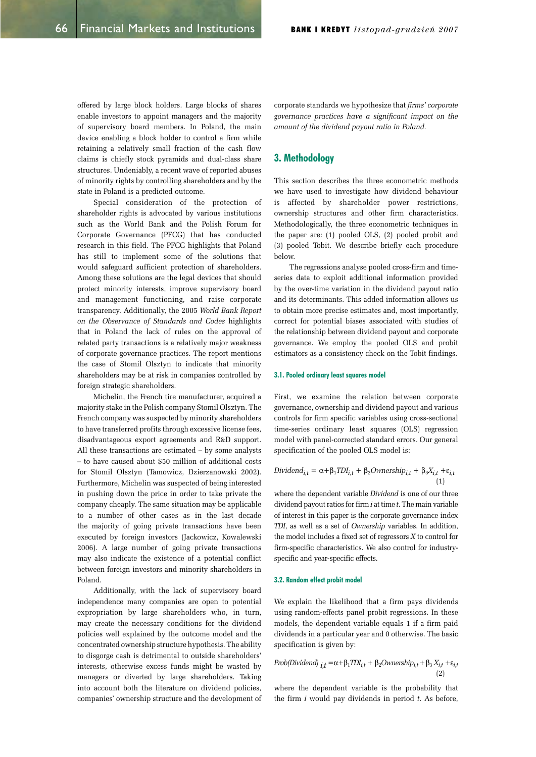offered by large block holders. Large blocks of shares enable investors to appoint managers and the majority of supervisory board members. In Poland, the main device enabling a block holder to control a firm while retaining a relatively small fraction of the cash flow claims is chiefly stock pyramids and dual-class share structures. Undeniably, a recent wave of reported abuses of minority rights by controlling shareholders and by the state in Poland is a predicted outcome.

Special consideration of the protection of shareholder rights is advocated by various institutions such as the World Bank and the Polish Forum for Corporate Governance (PFCG) that has conducted research in this field. The PFCG highlights that Poland has still to implement some of the solutions that would safeguard sufficient protection of shareholders. Among these solutions are the legal devices that should protect minority interests, improve supervisory board and management functioning, and raise corporate transparency. Additionally, the 2005 *World Bank Report on the Observance of Standards and Codes* highlights that in Poland the lack of rules on the approval of related party transactions is a relatively major weakness of corporate governance practices. The report mentions the case of Stomil Olsztyn to indicate that minority shareholders may be at risk in companies controlled by foreign strategic shareholders.

Michelin, the French tire manufacturer, acquired a majority stake in the Polish company Stomil Olsztyn. The French company was suspected by minority shareholders to have transferred profits through excessive license fees, disadvantageous export agreements and R&D support. All these transactions are estimated – by some analysts – to have caused about $50 million of additional costs for Stomil Olsztyn (Tamowicz, Dzierzanowski 2002). Furthermore, Michelin was suspected of being interested in pushing down the price in order to take private the company cheaply. The same situation may be applicable to a number of other cases as in the last decade the majority of going private transactions have been executed by foreign investors (Jackowicz, Kowalewski 2006). A large number of going private transactions may also indicate the existence of a potential conflict between foreign investors and minority shareholders in Poland.

Additionally, with the lack of supervisory board independence many companies are open to potential expropriation by large shareholders who, in turn, may create the necessary conditions for the dividend policies well explained by the outcome model and the concentrated ownership structure hypothesis. The ability to disgorge cash is detrimental to outside shareholders' interests, otherwise excess funds might be wasted by managers or diverted by large shareholders. Taking into account both the literature on dividend policies, companies' ownership structure and the development of corporate standards we hypothesize that *firms' corporate governance practices have a significant impact on the amount of the dividend payout ratio in Poland.*

## 3. Methodology

This section describes the three econometric methods we have used to investigate how dividend behaviour is affected by shareholder power restrictions, ownership structures and other firm characteristics. Methodologically, the three econometric techniques in the paper are: (1) pooled OLS, (2) pooled probit and (3) pooled Tobit. We describe briefly each procedure below.

The regressions analyse pooled cross-firm and time-series data to exploit additional information provided by the over-time variation in the dividend payout ratio and its determinants. This added information allows us to obtain more precise estimates and, most importantly, correct for potential biases associated with studies of the relationship between dividend payout and corporate governance. We employ the pooled OLS and probit estimators as a consistency check on the Tobit findings.

### 3.1. Pooled ordinary least squares model

First, we examine the relation between corporate governance, ownership and dividend payout and various controls for firm specific variables using cross-sectional time-series ordinary least squares (OLS) regression model with panel-corrected standard errors. Our general specification of the pooled OLS model is:

$$Dividend_{i,t} = \alpha + \beta_1 TDI_{i,t} + \beta_2 Ownership_{i,t} + \beta_3 X_{i,t} + \varepsilon_{i,t} \quad (1)$$

where the dependent variable *Dividend* is one of our three dividend payout ratios for firm *i* at time *t*. The main variable of interest in this paper is the corporate governance index *TDI*, as well as a set of *Ownership* variables. In addition, the model includes a fixed set of regressors *X* to control for firm-specific characteristics. We also control for industry-specific and year-specific effects.

### 3.2. Random effect probit model

We explain the likelihood that a firm pays dividends using random-effects panel probit regressions. In these models, the dependent variable equals 1 if a firm paid dividends in a particular year and 0 otherwise. The basic specification is given by:

$$Prob(Dividend)_{i,t} = \alpha + \beta_1 TDI_{i,t} + \beta_2 Ownership_{i,t} + \beta_3 X_{i,t} + \varepsilon_{i,t} \quad (2)$$

where the dependent variable is the probability that the firm *i* would pay dividends in period *t*. As before,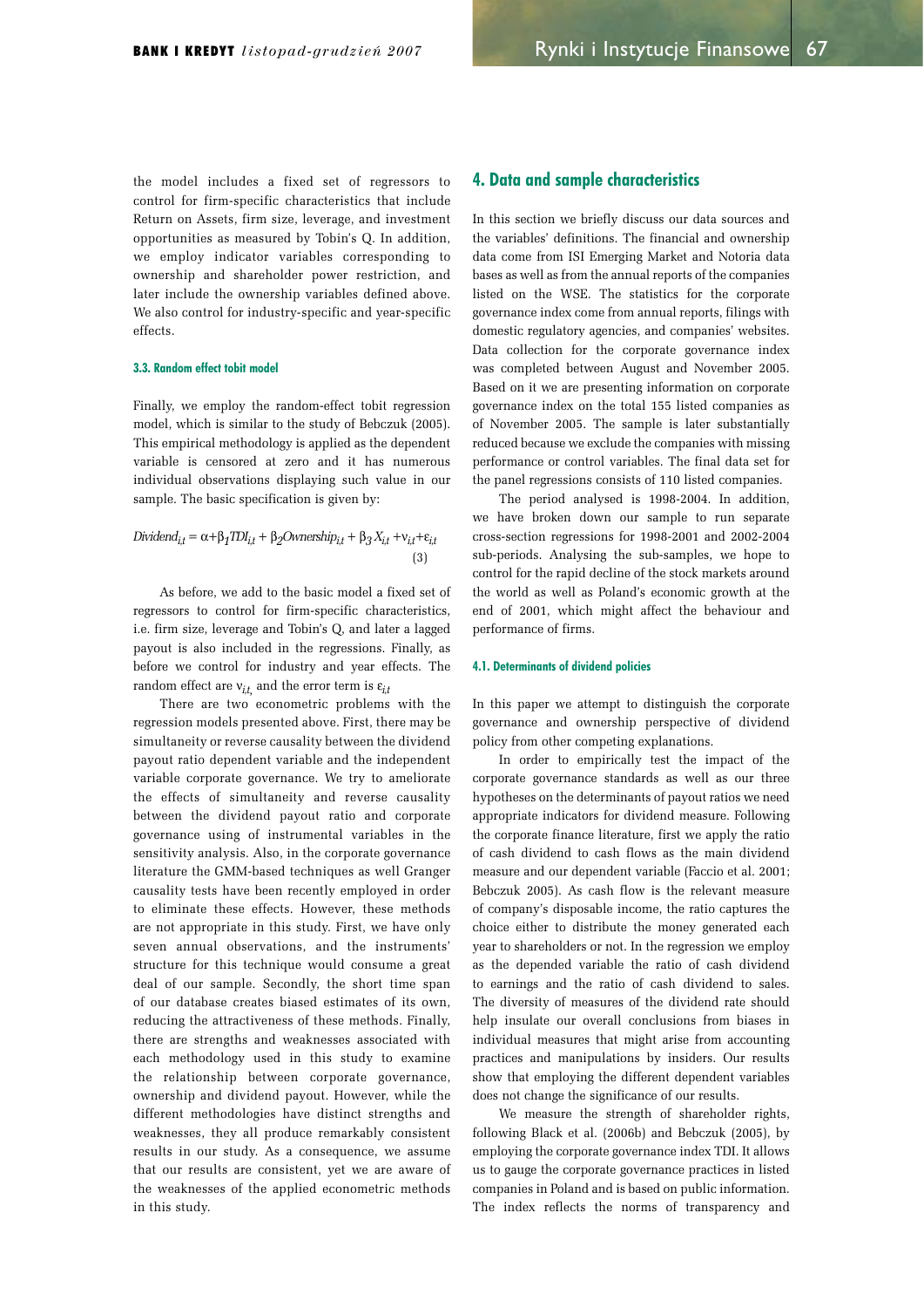the model includes a fixed set of regressors to control for firm-specific characteristics that include Return on Assets, firm size, leverage, and investment opportunities as measured by Tobin's Q. In addition, we employ indicator variables corresponding to ownership and shareholder power restriction, and later include the ownership variables defined above. We also control for industry-specific and year-specific effects.

### 3.3. Random effect tobit model

Finally, we employ the random-effect tobit regression model, which is similar to the study of Bebczuk (2005). This empirical methodology is applied as the dependent variable is censored at zero and it has numerous individual observations displaying such value in our sample. The basic specification is given by:

$$Dividend_{i,t} = \alpha + \beta_1 TDI_{i,t} + \beta_2 Ownership_{i,t} + \beta_3 X_{i,t} + \nu_{i,t} + \varepsilon_{i,t} \quad (3)$$

As before, we add to the basic model a fixed set of regressors to control for firm-specific characteristics, i.e. firm size, leverage and Tobin's Q, and later a lagged payout is also included in the regressions. Finally, as before we control for industry and year effects. The random effect are $\nu_{i,t,}$ and the error term is $\varepsilon_{i,t}$

There are two econometric problems with the regression models presented above. First, there may be simultaneity or reverse causality between the dividend payout ratio dependent variable and the independent variable corporate governance. We try to ameliorate the effects of simultaneity and reverse causality between the dividend payout ratio and corporate governance using of instrumental variables in the sensitivity analysis. Also, in the corporate governance literature the GMM-based techniques as well Granger causality tests have been recently employed in order to eliminate these effects. However, these methods are not appropriate in this study. First, we have only seven annual observations, and the instruments' structure for this technique would consume a great deal of our sample. Secondly, the short time span of our database creates biased estimates of its own, reducing the attractiveness of these methods. Finally, there are strengths and weaknesses associated with each methodology used in this study to examine the relationship between corporate governance, ownership and dividend payout. However, while the different methodologies have distinct strengths and weaknesses, they all produce remarkably consistent results in our study. As a consequence, we assume that our results are consistent, yet we are aware of the weaknesses of the applied econometric methods in this study.

## 4. Data and sample characteristics

In this section we briefly discuss our data sources and the variables' definitions. The financial and ownership data come from ISI Emerging Market and Notoria data bases as well as from the annual reports of the companies listed on the WSE. The statistics for the corporate governance index come from annual reports, filings with domestic regulatory agencies, and companies' websites. Data collection for the corporate governance index was completed between August and November 2005. Based on it we are presenting information on corporate governance index on the total 155 listed companies as of November 2005. The sample is later substantially reduced because we exclude the companies with missing performance or control variables. The final data set for the panel regressions consists of 110 listed companies.

The period analysed is 1998-2004. In addition, we have broken down our sample to run separate cross-section regressions for 1998-2001 and 2002-2004 sub-periods. Analysing the sub-samples, we hope to control for the rapid decline of the stock markets around the world as well as Poland's economic growth at the end of 2001, which might affect the behaviour and performance of firms.

### 4.1. Determinants of dividend policies

In this paper we attempt to distinguish the corporate governance and ownership perspective of dividend policy from other competing explanations.

In order to empirically test the impact of the corporate governance standards as well as our three hypotheses on the determinants of payout ratios we need appropriate indicators for dividend measure. Following the corporate finance literature, first we apply the ratio of cash dividend to cash flows as the main dividend measure and our dependent variable (Faccio et al. 2001; Bebczuk 2005). As cash flow is the relevant measure of company's disposable income, the ratio captures the choice either to distribute the money generated each year to shareholders or not. In the regression we employ as the depended variable the ratio of cash dividend to earnings and the ratio of cash dividend to sales. The diversity of measures of the dividend rate should help insulate our overall conclusions from biases in individual measures that might arise from accounting practices and manipulations by insiders. Our results show that employing the different dependent variables does not change the significance of our results.

We measure the strength of shareholder rights, following Black et al. (2006b) and Bebczuk (2005), by employing the corporate governance index TDI. It allows us to gauge the corporate governance practices in listed companies in Poland and is based on public information. The index reflects the norms of transparency and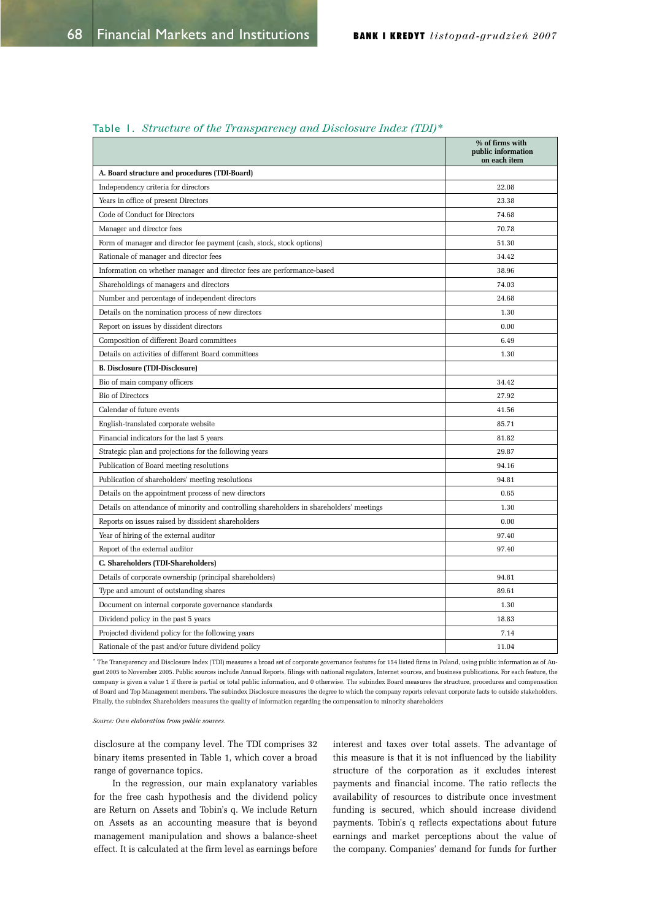Table 1. *Structure of the Transparency and Disclosure Index (TDI)\**

| | % of firms with public information on each item |
|---|---|
| **A. Board structure and procedures (TDI-Board)** | |
| Independency criteria for directors | 22.08 |
| Years in office of present Directors | 23.38 |
| Code of Conduct for Directors | 74.68 |
| Manager and director fees | 70.78 |
| Form of manager and director fee payment (cash, stock, stock options) | 51.30 |
| Rationale of manager and director fees | 34.42 |
| Information on whether manager and director fees are performance-based | 38.96 |
| Shareholdings of managers and directors | 74.03 |
| Number and percentage of independent directors | 24.68 |
| Details on the nomination process of new directors | 1.30 |
| Report on issues by dissident directors | 0.00 |
| Composition of different Board committees | 6.49 |
| Details on activities of different Board committees | 1.30 |
| **B. Disclosure (TDI-Disclosure)** | |
| Bio of main company officers | 34.42 |
| Bio of Directors | 27.92 |
| Calendar of future events | 41.56 |
| English-translated corporate website | 85.71 |
| Financial indicators for the last 5 years | 81.82 |
| Strategic plan and projections for the following years | 29.87 |
| Publication of Board meeting resolutions | 94.16 |
| Publication of shareholders' meeting resolutions | 94.81 |
| Details on the appointment process of new directors | 0.65 |
| Details on attendance of minority and controlling shareholders in shareholders' meetings | 1.30 |
| Reports on issues raised by dissident shareholders | 0.00 |
| Year of hiring of the external auditor | 97.40 |
| Report of the external auditor | 97.40 |
| **C. Shareholders (TDI-Shareholders)** | |
| Details of corporate ownership (principal shareholders) | 94.81 |
| Type and amount of outstanding shares | 89.61 |
| Document on internal corporate governance standards | 1.30 |
| Dividend policy in the past 5 years | 18.83 |
| Projected dividend policy for the following years | 7.14 |
| Rationale of the past and/or future dividend policy | 11.04 |

\* The Transparency and Disclosure Index (TDI) measures a broad set of corporate governance features for 154 listed firms in Poland, using public information as of August 2005 to November 2005. Public sources include Annual Reports, filings with national regulators, Internet sources, and business publications. For each feature, the company is given a value 1 if there is partial or total public information, and 0 otherwise. The subindex Board measures the structure, procedures and compensation of Board and Top Management members. The subindex Disclosure measures the degree to which the company reports relevant corporate facts to outside stakeholders. Finally, the subindex Shareholders measures the quality of information regarding the compensation to minority shareholders

*Source: Own elaboration from public sources.*

disclosure at the company level. The TDI comprises 32 binary items presented in Table 1, which cover a broad range of governance topics.

In the regression, our main explanatory variables for the free cash hypothesis and the dividend policy are Return on Assets and Tobin's q. We include Return on Assets as an accounting measure that is beyond management manipulation and shows a balance-sheet effect. It is calculated at the firm level as earnings before interest and taxes over total assets. The advantage of this measure is that it is not influenced by the liability structure of the corporation as it excludes interest payments and financial income. The ratio reflects the availability of resources to distribute once investment funding is secured, which should increase dividend payments. Tobin's q reflects expectations about future earnings and market perceptions about the value of the company. Companies' demand for funds for further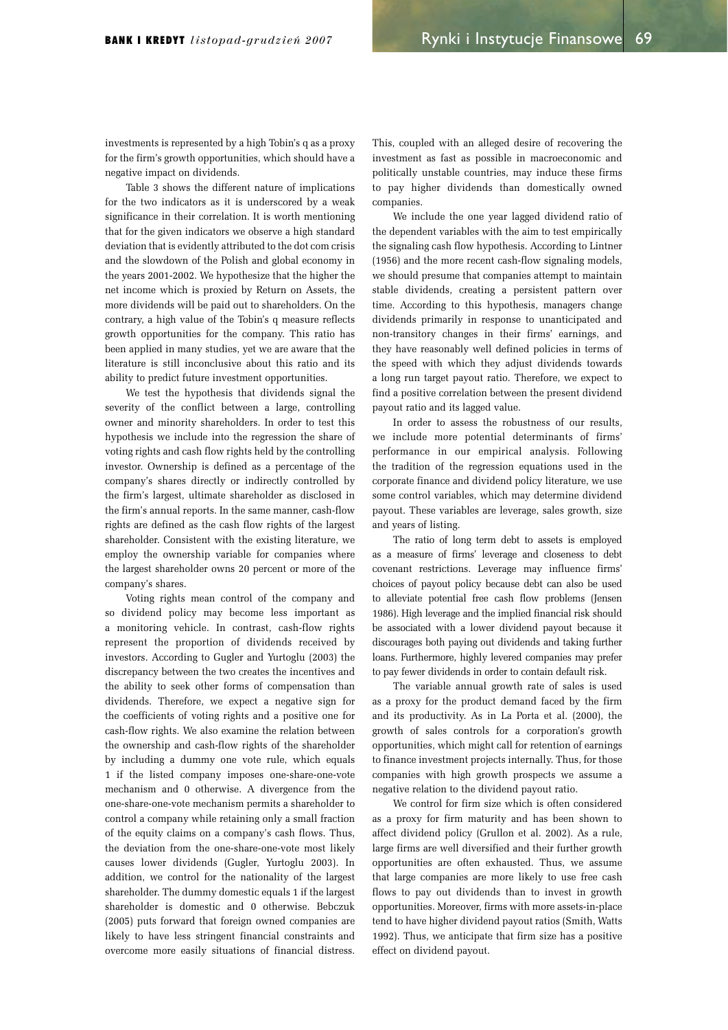investments is represented by a high Tobin's q as a proxy for the firm's growth opportunities, which should have a negative impact on dividends.

Table 3 shows the different nature of implications for the two indicators as it is underscored by a weak significance in their correlation. It is worth mentioning that for the given indicators we observe a high standard deviation that is evidently attributed to the dot com crisis and the slowdown of the Polish and global economy in the years 2001-2002. We hypothesize that the higher the net income which is proxied by Return on Assets, the more dividends will be paid out to shareholders. On the contrary, a high value of the Tobin's q measure reflects growth opportunities for the company. This ratio has been applied in many studies, yet we are aware that the literature is still inconclusive about this ratio and its ability to predict future investment opportunities.

We test the hypothesis that dividends signal the severity of the conflict between a large, controlling owner and minority shareholders. In order to test this hypothesis we include into the regression the share of voting rights and cash flow rights held by the controlling investor. Ownership is defined as a percentage of the company's shares directly or indirectly controlled by the firm's largest, ultimate shareholder as disclosed in the firm's annual reports. In the same manner, cash-flow rights are defined as the cash flow rights of the largest shareholder. Consistent with the existing literature, we employ the ownership variable for companies where the largest shareholder owns 20 percent or more of the company's shares.

Voting rights mean control of the company and so dividend policy may become less important as a monitoring vehicle. In contrast, cash-flow rights represent the proportion of dividends received by investors. According to Gugler and Yurtoglu (2003) the discrepancy between the two creates the incentives and the ability to seek other forms of compensation than dividends. Therefore, we expect a negative sign for the coefficients of voting rights and a positive one for cash-flow rights. We also examine the relation between the ownership and cash-flow rights of the shareholder by including a dummy one vote rule, which equals 1 if the listed company imposes one-share-one-vote mechanism and 0 otherwise. A divergence from the one-share-one-vote mechanism permits a shareholder to control a company while retaining only a small fraction of the equity claims on a company's cash flows. Thus, the deviation from the one-share-one-vote most likely causes lower dividends (Gugler, Yurtoglu 2003). In addition, we control for the nationality of the largest shareholder. The dummy domestic equals 1 if the largest shareholder is domestic and 0 otherwise. Bebczuk (2005) puts forward that foreign owned companies are likely to have less stringent financial constraints and overcome more easily situations of financial distress. This, coupled with an alleged desire of recovering the investment as fast as possible in macroeconomic and politically unstable countries, may induce these firms to pay higher dividends than domestically owned companies.

We include the one year lagged dividend ratio of the dependent variables with the aim to test empirically the signaling cash flow hypothesis. According to Lintner (1956) and the more recent cash-flow signaling models, we should presume that companies attempt to maintain stable dividends, creating a persistent pattern over time. According to this hypothesis, managers change dividends primarily in response to unanticipated and non-transitory changes in their firms' earnings, and they have reasonably well defined policies in terms of the speed with which they adjust dividends towards a long run target payout ratio. Therefore, we expect to find a positive correlation between the present dividend payout ratio and its lagged value.

In order to assess the robustness of our results, we include more potential determinants of firms' performance in our empirical analysis. Following the tradition of the regression equations used in the corporate finance and dividend policy literature, we use some control variables, which may determine dividend payout. These variables are leverage, sales growth, size and years of listing.

The ratio of long term debt to assets is employed as a measure of firms' leverage and closeness to debt covenant restrictions. Leverage may influence firms' choices of payout policy because debt can also be used to alleviate potential free cash flow problems (Jensen 1986). High leverage and the implied financial risk should be associated with a lower dividend payout because it discourages both paying out dividends and taking further loans. Furthermore, highly levered companies may prefer to pay fewer dividends in order to contain default risk.

The variable annual growth rate of sales is used as a proxy for the product demand faced by the firm and its productivity. As in La Porta et al. (2000), the growth of sales controls for a corporation's growth opportunities, which might call for retention of earnings to finance investment projects internally. Thus, for those companies with high growth prospects we assume a negative relation to the dividend payout ratio.

We control for firm size which is often considered as a proxy for firm maturity and has been shown to affect dividend policy (Grullon et al. 2002). As a rule, large firms are well diversified and their further growth opportunities are often exhausted. Thus, we assume that large companies are more likely to use free cash flows to pay out dividends than to invest in growth opportunities. Moreover, firms with more assets-in-place tend to have higher dividend payout ratios (Smith, Watts 1992). Thus, we anticipate that firm size has a positive effect on dividend payout.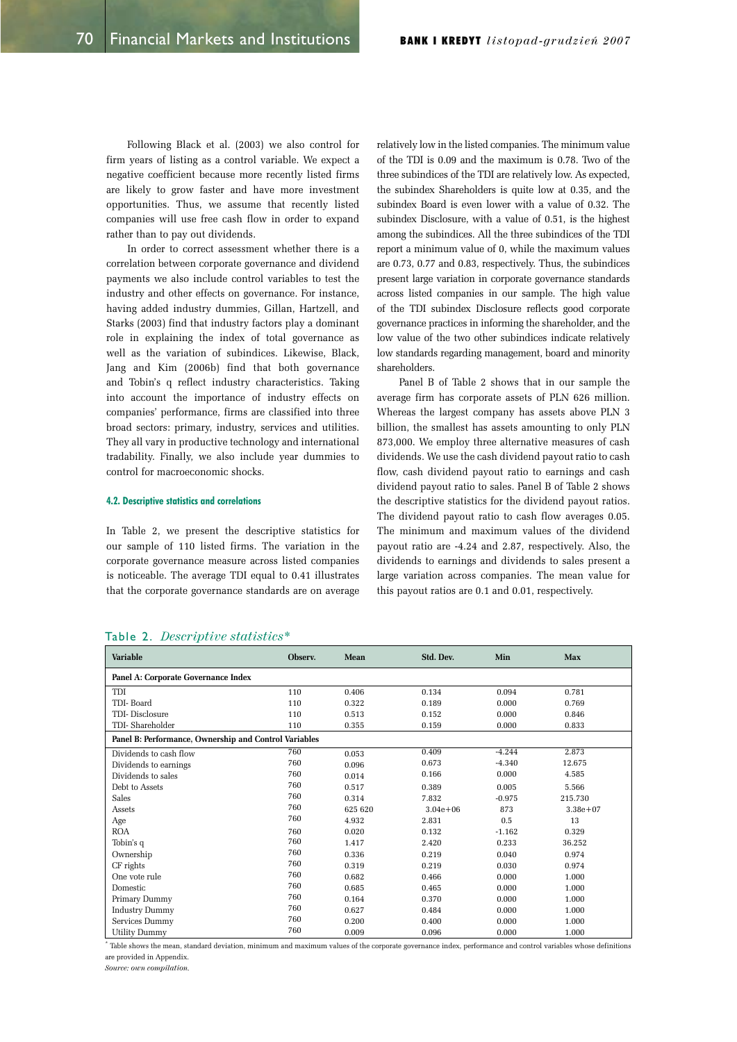Following Black et al. (2003) we also control for firm years of listing as a control variable. We expect a negative coefficient because more recently listed firms are likely to grow faster and have more investment opportunities. Thus, we assume that recently listed companies will use free cash flow in order to expand rather than to pay out dividends.

In order to correct assessment whether there is a correlation between corporate governance and dividend payments we also include control variables to test the industry and other effects on governance. For instance, having added industry dummies, Gillan, Hartzell, and Starks (2003) find that industry factors play a dominant role in explaining the index of total governance as well as the variation of subindices. Likewise, Black, Jang and Kim (2006b) find that both governance and Tobin's q reflect industry characteristics. Taking into account the importance of industry effects on companies' performance, firms are classified into three broad sectors: primary, industry, services and utilities. They all vary in productive technology and international tradability. Finally, we also include year dummies to control for macroeconomic shocks.

#### 4.2. Descriptive statistics and correlations

In Table 2, we present the descriptive statistics for our sample of 110 listed firms. The variation in the corporate governance measure across listed companies is noticeable. The average TDI equal to 0.41 illustrates that the corporate governance standards are on average relatively low in the listed companies. The minimum value of the TDI is 0.09 and the maximum is 0.78. Two of the three subindices of the TDI are relatively low. As expected, the subindex Shareholders is quite low at 0.35, and the subindex Board is even lower with a value of 0.32. The subindex Disclosure, with a value of 0.51, is the highest among the subindices. All the three subindices of the TDI report a minimum value of 0, while the maximum values are 0.73, 0.77 and 0.83, respectively. Thus, the subindices present large variation in corporate governance standards across listed companies in our sample. The high value of the TDI subindex Disclosure reflects good corporate governance practices in informing the shareholder, and the low value of the two other subindices indicate relatively low standards regarding management, board and minority shareholders.

Panel B of Table 2 shows that in our sample the average firm has corporate assets of PLN 626 million. Whereas the largest company has assets above PLN 3 billion, the smallest has assets amounting to only PLN 873,000. We employ three alternative measures of cash dividends. We use the cash dividend payout ratio to cash flow, cash dividend payout ratio to earnings and cash dividend payout ratio to sales. Panel B of Table 2 shows the descriptive statistics for the dividend payout ratios. The dividend payout ratio to cash flow averages 0.05. The minimum and maximum values of the dividend payout are -4.24 and 2.87, respectively. Also, the dividends to earnings and dividends to sales present a large variation across companies. The mean value for this payout ratios are 0.1 and 0.01, respectively.

Table 2. *Descriptive statistics**

| Variable | Observ. | Mean | Std. Dev. | Min | Max |
|---|---|---|---|---|---|
| **Panel A: Corporate Governance Index** | | | | | |
| TDI | 110 | 0.406 | 0.134 | 0.094 | 0.781 |
| TDI- Board | 110 | 0.322 | 0.189 | 0.000 | 0.769 |
| TDI- Disclosure | 110 | 0.513 | 0.152 | 0.000 | 0.846 |
| TDI- Shareholder | 110 | 0.355 | 0.159 | 0.000 | 0.833 |
| **Panel B: Performance, Ownership and Control Variables** | | | | | |
| Dividends to cash flow | 760 | 0.053 | 0.409 | -4.244 | 2.873 |
| Dividends to earnings | 760 | 0.096 | 0.673 | -4.340 | 12.675 |
| Dividends to sales | 760 | 0.014 | 0.166 | 0.000 | 4.585 |
| Debt to Assets | 760 | 0.517 | 0.389 | 0.005 | 5.566 |
| Sales | 760 | 0.314 | 7.832 | -0.975 | 215.730 |
| Assets | 760 | 625 620 | 3.04e+06 | 873 | 3.38e+07 |
| Age | 760 | 4.932 | 2.831 | 0.5 | 13 |
| ROA | 760 | 0.020 | 0.132 | -1.162 | 0.329 |
| Tobin's q | 760 | 1.417 | 2.420 | 0.233 | 36.252 |
| Ownership | 760 | 0.336 | 0.219 | 0.040 | 0.974 |
| CF rights | 760 | 0.319 | 0.219 | 0.030 | 0.974 |
| One vote rule | 760 | 0.682 | 0.466 | 0.000 | 1.000 |
| Domestic | 760 | 0.685 | 0.465 | 0.000 | 1.000 |
| Primary Dummy | 760 | 0.164 | 0.370 | 0.000 | 1.000 |
| Industry Dummy | 760 | 0.627 | 0.484 | 0.000 | 1.000 |
| Services Dummy | 760 | 0.200 | 0.400 | 0.000 | 1.000 |
| Utility Dummy | 760 | 0.009 | 0.096 | 0.000 | 1.000 |

* Table shows the mean, standard deviation, minimum and maximum values of the corporate governance index, performance and control variables whose definitions are provided in Appendix.

*Source: own compilation.*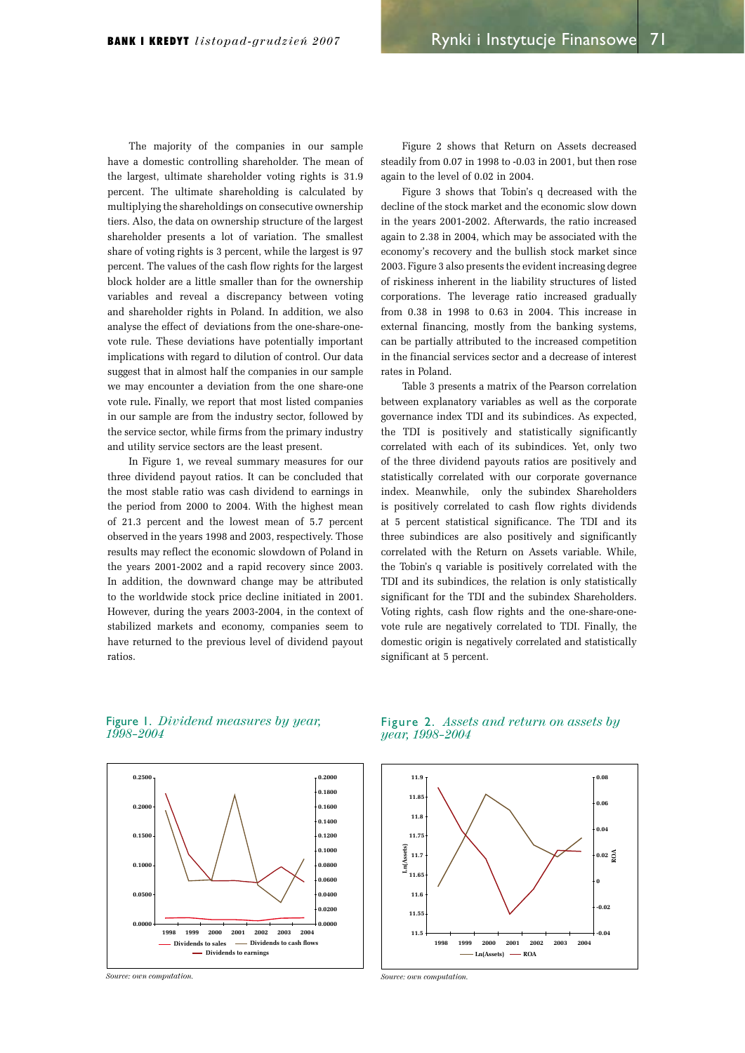The majority of the companies in our sample have a domestic controlling shareholder. The mean of the largest, ultimate shareholder voting rights is 31.9 percent. The ultimate shareholding is calculated by multiplying the shareholdings on consecutive ownership tiers. Also, the data on ownership structure of the largest shareholder presents a lot of variation. The smallest share of voting rights is 3 percent, while the largest is 97 percent. The values of the cash flow rights for the largest block holder are a little smaller than for the ownership variables and reveal a discrepancy between voting and shareholder rights in Poland. In addition, we also analyse the effect of deviations from the one-share-one-vote rule. These deviations have potentially important implications with regard to dilution of control. Our data suggest that in almost half the companies in our sample we may encounter a deviation from the one share-one vote rule**.** Finally, we report that most listed companies in our sample are from the industry sector, followed by the service sector, while firms from the primary industry and utility service sectors are the least present.

In Figure 1, we reveal summary measures for our three dividend payout ratios. It can be concluded that the most stable ratio was cash dividend to earnings in the period from 2000 to 2004. With the highest mean of 21.3 percent and the lowest mean of 5.7 percent observed in the years 1998 and 2003, respectively. Those results may reflect the economic slowdown of Poland in the years 2001-2002 and a rapid recovery since 2003. In addition, the downward change may be attributed to the worldwide stock price decline initiated in 2001. However, during the years 2003-2004, in the context of stabilized markets and economy, companies seem to have returned to the previous level of dividend payout ratios.

Figure 2 shows that Return on Assets decreased steadily from 0.07 in 1998 to -0.03 in 2001, but then rose again to the level of 0.02 in 2004.

Figure 3 shows that Tobin's q decreased with the decline of the stock market and the economic slow down in the years 2001-2002. Afterwards, the ratio increased again to 2.38 in 2004, which may be associated with the economy's recovery and the bullish stock market since 2003. Figure 3 also presents the evident increasing degree of riskiness inherent in the liability structures of listed corporations. The leverage ratio increased gradually from 0.38 in 1998 to 0.63 in 2004. This increase in external financing, mostly from the banking systems, can be partially attributed to the increased competition in the financial services sector and a decrease of interest rates in Poland.

Table 3 presents a matrix of the Pearson correlation between explanatory variables as well as the corporate governance index TDI and its subindices. As expected, the TDI is positively and statistically significantly correlated with each of its subindices. Yet, only two of the three dividend payouts ratios are positively and statistically correlated with our corporate governance index. Meanwhile, only the subindex Shareholders is positively correlated to cash flow rights dividends at 5 percent statistical significance. The TDI and its three subindices are also positively and significantly correlated with the Return on Assets variable. While, the Tobin's q variable is positively correlated with the TDI and its subindices, the relation is only statistically significant for the TDI and the subindex Shareholders. Voting rights, cash flow rights and the one-share-one-vote rule are negatively correlated to TDI. Finally, the domestic origin is negatively correlated and statistically significant at 5 percent.

Figure 1. *Dividend measures by year, 1998-2004*

*Source: own computation.*

Figure 2. *Assets and return on assets by year, 1998-2004*

*Source: own computation.*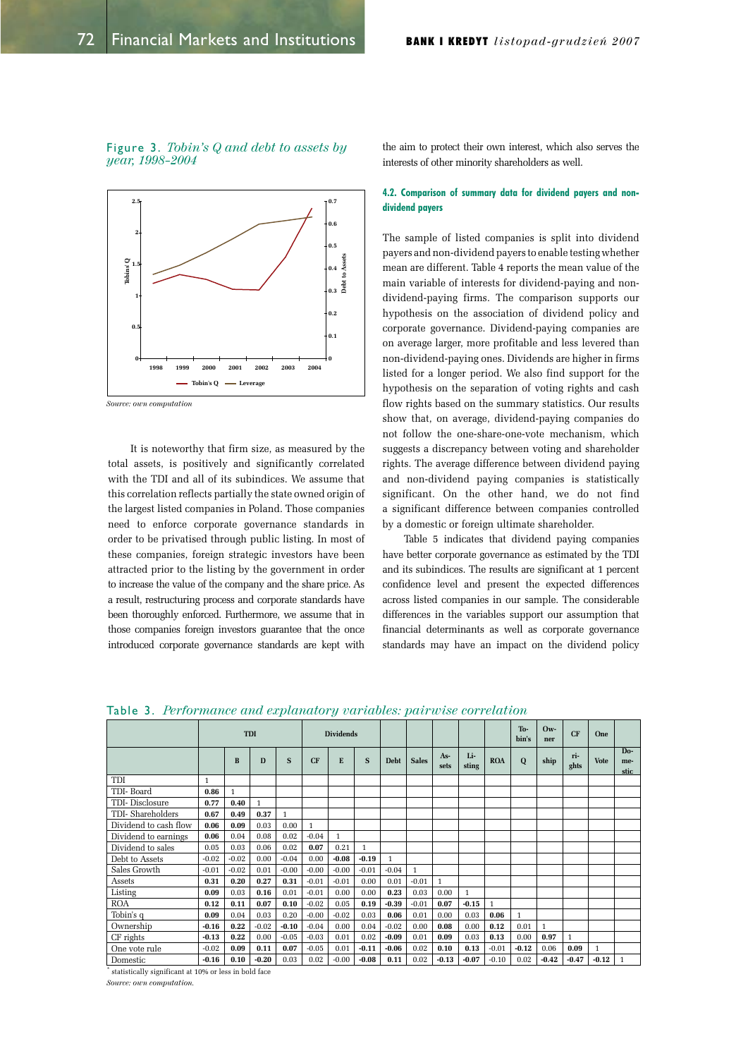Figure 3. *Tobin's Q and debt to assets by year, 1998–2004*

Source: own computation

It is noteworthy that firm size, as measured by the total assets, is positively and significantly correlated with the TDI and all of its subindices. We assume that this correlation reflects partially the state owned origin of the largest listed companies in Poland. Those companies need to enforce corporate governance standards in order to be privatised through public listing. In most of these companies, foreign strategic investors have been attracted prior to the listing by the government in order to increase the value of the company and the share price. As a result, restructuring process and corporate standards have been thoroughly enforced. Furthermore, we assume that in those companies foreign investors guarantee that the once introduced corporate governance standards are kept with the aim to protect their own interest, which also serves the interests of other minority shareholders as well.

### 4.2. Comparison of summary data for dividend payers and non-dividend payers

The sample of listed companies is split into dividend payers and non-dividend payers to enable testing whether mean are different. Table 4 reports the mean value of the main variable of interests for dividend-paying and non-dividend-paying firms. The comparison supports our hypothesis on the association of dividend policy and corporate governance. Dividend-paying companies are on average larger, more profitable and less levered than non-dividend-paying ones. Dividends are higher in firms listed for a longer period. We also find support for the hypothesis on the separation of voting rights and cash flow rights based on the summary statistics. Our results show that, on average, dividend-paying companies do not follow the one-share-one-vote mechanism, which suggests a discrepancy between voting and shareholder rights. The average difference between dividend paying and non-dividend paying companies is statistically significant. On the other hand, we do not find a significant difference between companies controlled by a domestic or foreign ultimate shareholder.

Table 5 indicates that dividend paying companies have better corporate governance as estimated by the TDI and its subindices. The results are significant at 1 percent confidence level and present the expected differences across listed companies in our sample. The considerable differences in the variables support our assumption that financial determinants as well as corporate governance standards may have an impact on the dividend policy

Table 3. *Performance and explanatory variables: pairwise correlation*

| | TDI | | | | Dividends | | | | | | | | Tobin's | Ownership | CF | One | |
|---|---|---|---|---|---|---|---|---|---|---|---|---|---|---|---|---|---|
| | | B | D | S | CF | E | S | Debt | Sales | Assets | Listing | ROA | Q | ship | rights | Vote | Domestic |
| TDI | 1 | | | | | | | | | | | | | | | | |
| TDI- Board | **0.86** | 1 | | | | | | | | | | | | | | | |
| TDI- Disclosure | **0.77** | **0.40** | 1 | | | | | | | | | | | | | | |
| TDI- Shareholders | **0.67** | **0.49** | **0.37** | 1 | | | | | | | | | | | | | |
| Dividend to cash flow | **0.06** | **0.09** | 0.03 | 0.00 | 1 | | | | | | | | | | | | |
| Dividend to earnings | **0.06** | 0.04 | 0.08 | 0.02 | -0.04 | 1 | | | | | | | | | | | |
| Dividend to sales | 0.05 | 0.03 | 0.06 | 0.02 | **0.07** | 0.21 | 1 | | | | | | | | | | |
| Debt to Assets | -0.02 | -0.02 | 0.00 | -0.04 | 0.00 | **-0.08** | **-0.19** | 1 | | | | | | | | | |
| Sales Growth | -0.01 | -0.02 | 0.01 | -0.00 | -0.00 | -0.00 | -0.01 | -0.04 | 1 | | | | | | | | |
| Assets | **0.31** | **0.20** | **0.27** | **0.31** | -0.01 | -0.01 | 0.00 | 0.01 | -0.01 | 1 | | | | | | | |
| Listing | **0.09** | 0.03 | **0.16** | 0.01 | -0.01 | 0.00 | 0.00 | **0.23** | 0.03 | 0.00 | 1 | | | | | | |
| ROA | **0.12** | **0.11** | **0.07** | **0.10** | -0.02 | 0.05 | **0.19** | **-0.39** | -0.01 | **0.07** | **-0.15** | 1 | | | | | |
| Tobin's q | **0.09** | 0.04 | 0.03 | 0.20 | -0.00 | -0.02 | 0.03 | **0.06** | 0.01 | 0.00 | 0.03 | **0.06** | 1 | | | | |
| Ownership | **-0.16** | **0.22** | -0.02 | **-0.10** | -0.04 | 0.00 | 0.04 | -0.02 | 0.00 | **0.08** | 0.00 | **0.12** | 0.01 | 1 | | | |
| CF rights | **-0.13** | **0.22** | 0.00 | -0.05 | -0.03 | 0.01 | 0.02 | **-0.09** | 0.01 | **0.09** | 0.03 | **0.13** | 0.00 | **0.97** | 1 | | |
| One vote rule | -0.02 | **0.09** | **0.11** | **0.07** | -0.05 | 0.01 | **-0.11** | **-0.06** | 0.02 | **0.10** | **0.13** | -0.01 | **-0.12** | 0.06 | **0.09** | 1 | |
| Domestic | **-0.16** | **0.10** | **-0.20** | 0.03 | 0.02 | -0.00 | **-0.08** | **0.11** | 0.02 | **-0.13** | **-0.07** | -0.10 | 0.02 | **-0.42** | **-0.47** | **-0.12** | 1 |

\* statistically significant at 10% or less in bold face

Source: own computation.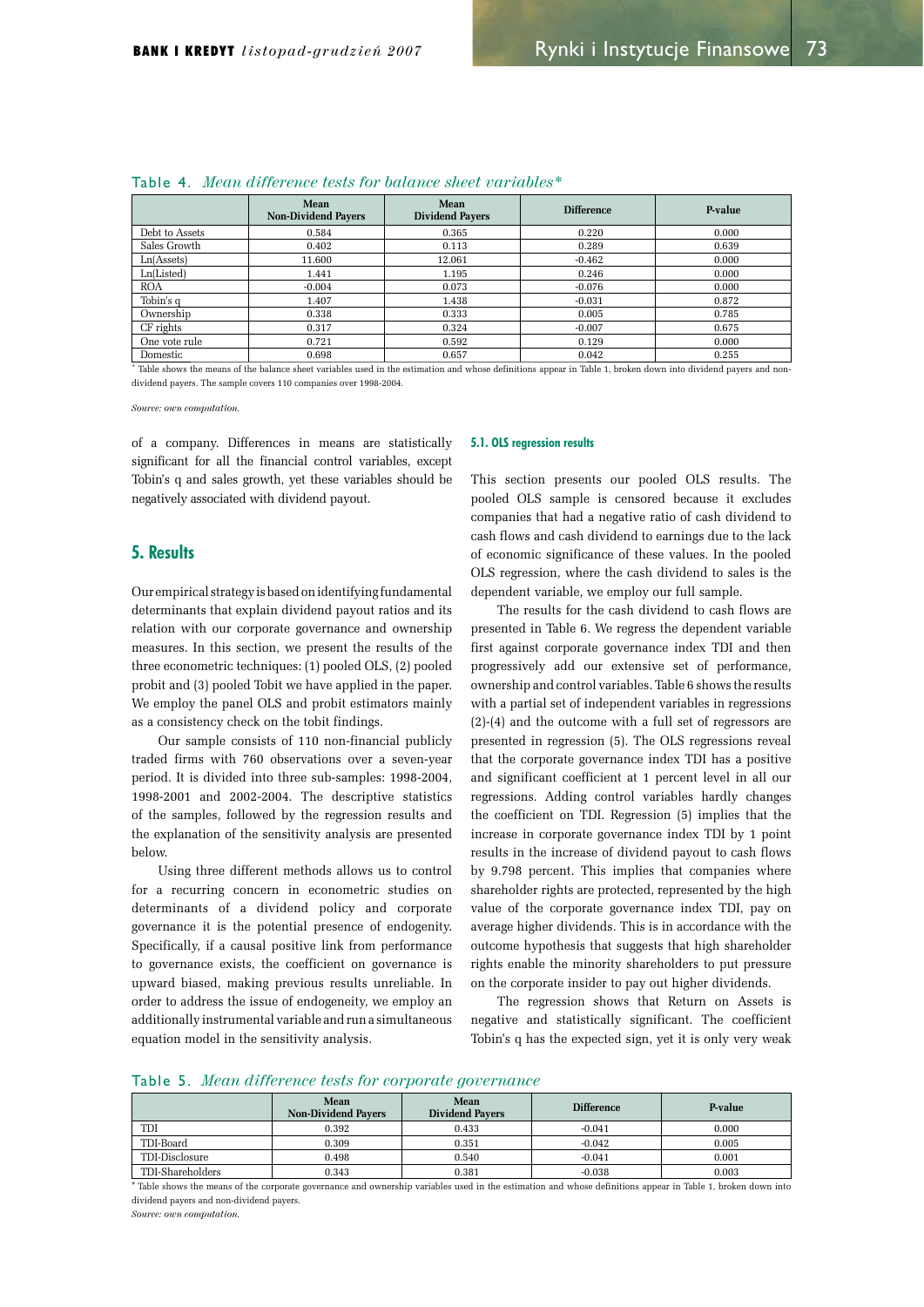Table 4. *Mean difference tests for balance sheet variables\**

| | Mean Non-Dividend Payers | Mean Dividend Payers | Difference | P-value |
|---|---|---|---|---|
| Debt to Assets | 0.584 | 0.365 | 0.220 | 0.000 |
| Sales Growth | 0.402 | 0.113 | 0.289 | 0.639 |
| Ln(Assets) | 11.600 | 12.061 | -0.462 | 0.000 |
| Ln(Listed) | 1.441 | 1.195 | 0.246 | 0.000 |
| ROA | -0.004 | 0.073 | -0.076 | 0.000 |
| Tobin's q | 1.407 | 1.438 | -0.031 | 0.872 |
| Ownership | 0.338 | 0.333 | 0.005 | 0.785 |
| CF rights | 0.317 | 0.324 | -0.007 | 0.675 |
| One vote rule | 0.721 | 0.592 | 0.129 | 0.000 |
| Domestic | 0.698 | 0.657 | 0.042 | 0.255 |

\* Table shows the means of the balance sheet variables used in the estimation and whose definitions appear in Table 1, broken down into dividend payers and non-dividend payers. The sample covers 110 companies over 1998-2004.

*Source: own computation.*

of a company. Differences in means are statistically significant for all the financial control variables, except Tobin's q and sales growth, yet these variables should be negatively associated with dividend payout.

## 5. Results

Our empirical strategy is based on identifying fundamental determinants that explain dividend payout ratios and its relation with our corporate governance and ownership measures. In this section, we present the results of the three econometric techniques: (1) pooled OLS, (2) pooled probit and (3) pooled Tobit we have applied in the paper. We employ the panel OLS and probit estimators mainly as a consistency check on the tobit findings.

Our sample consists of 110 non-financial publicly traded firms with 760 observations over a seven-year period. It is divided into three sub-samples: 1998-2004, 1998-2001 and 2002-2004. The descriptive statistics of the samples, followed by the regression results and the explanation of the sensitivity analysis are presented below.

Using three different methods allows us to control for a recurring concern in econometric studies on determinants of a dividend policy and corporate governance it is the potential presence of endogenity. Specifically, if a causal positive link from performance to governance exists, the coefficient on governance is upward biased, making previous results unreliable. In order to address the issue of endogeneity, we employ an additionally instrumental variable and run a simultaneous equation model in the sensitivity analysis.

### 5.1. OLS regression results

This section presents our pooled OLS results. The pooled OLS sample is censored because it excludes companies that had a negative ratio of cash dividend to cash flows and cash dividend to earnings due to the lack of economic significance of these values. In the pooled OLS regression, where the cash dividend to sales is the dependent variable, we employ our full sample.

The results for the cash dividend to cash flows are presented in Table 6. We regress the dependent variable first against corporate governance index TDI and then progressively add our extensive set of performance, ownership and control variables. Table 6 shows the results with a partial set of independent variables in regressions (2)-(4) and the outcome with a full set of regressors are presented in regression (5). The OLS regressions reveal that the corporate governance index TDI has a positive and significant coefficient at 1 percent level in all our regressions. Adding control variables hardly changes the coefficient on TDI. Regression (5) implies that the increase in corporate governance index TDI by 1 point results in the increase of dividend payout to cash flows by 9.798 percent. This implies that companies where shareholder rights are protected, represented by the high value of the corporate governance index TDI, pay on average higher dividends. This is in accordance with the outcome hypothesis that suggests that high shareholder rights enable the minority shareholders to put pressure on the corporate insider to pay out higher dividends.

The regression shows that Return on Assets is negative and statistically significant. The coefficient Tobin's q has the expected sign, yet it is only very weak

Table 5. *Mean difference tests for corporate governance*

| | Mean Non-Dividend Payers | Mean Dividend Payers | Difference | P-value |
|---|---|---|---|---|
| TDI | 0.392 | 0.433 | -0.041 | 0.000 |
| TDI-Board | 0.309 | 0.351 | -0.042 | 0.005 |
| TDI-Disclosure | 0.498 | 0.540 | -0.041 | 0.001 |
| TDI-Shareholders | 0.343 | 0.381 | -0.038 | 0.003 |

\* Table shows the means of the corporate governance and ownership variables used in the estimation and whose definitions appear in Table 1, broken down into dividend payers and non-dividend payers.

*Source: own computation.*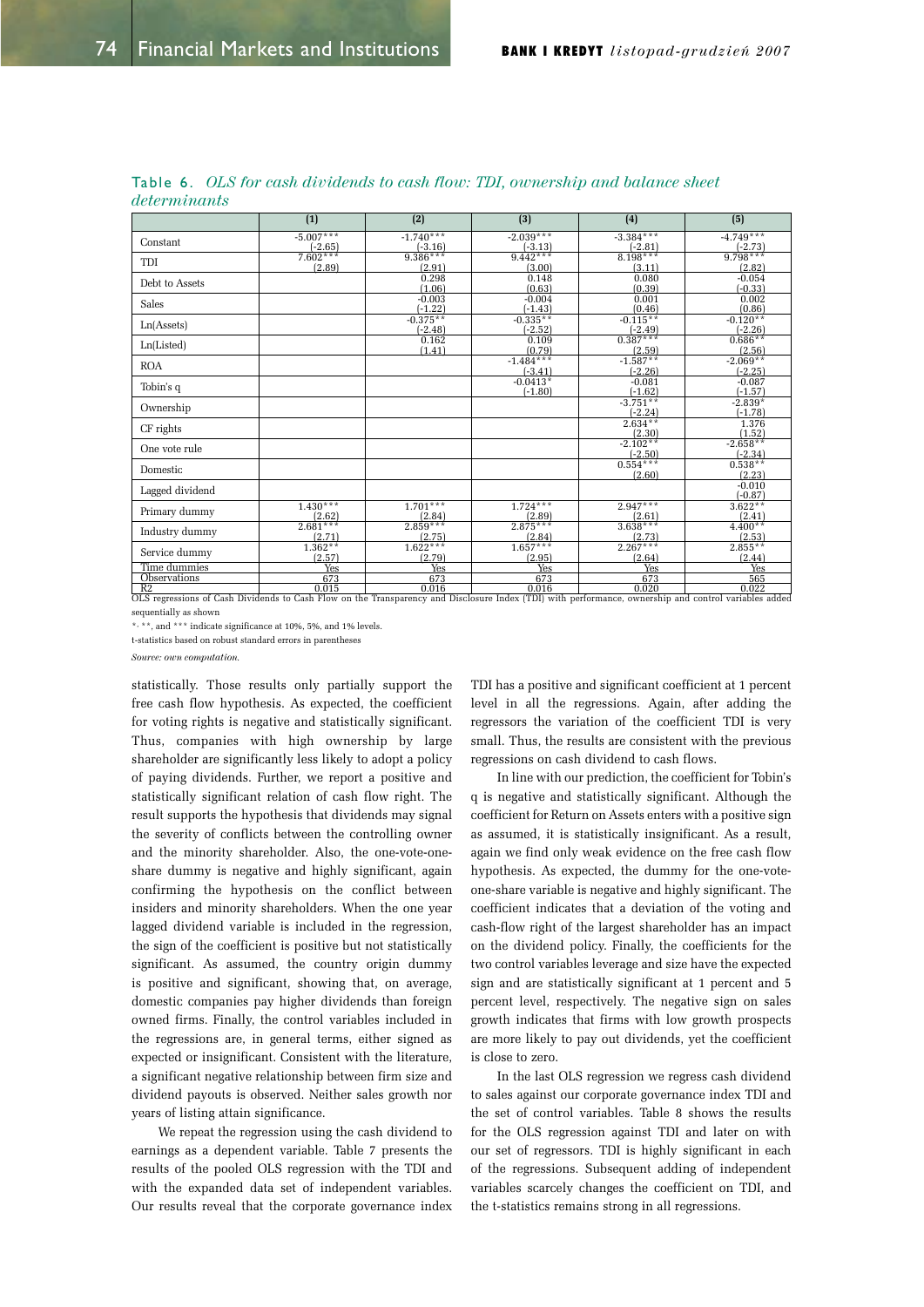Table 6. *OLS for cash dividends to cash flow: TDI, ownership and balance sheet determinants*

| | (1) | (2) | (3) | (4) | (5) |
|---|---|---|---|---|---|
| Constant | -5.007*** (-2.65) | -1.740*** (-3.16) | -2.039*** (-3.13) | -3.384*** (-2.81) | -4.749*** (-2.73) |
| TDI | 7.602*** (2.89) | 9.386*** (2.91) | 9.442*** (3.00) | 8.198*** (3.11) | 9.798*** (2.82) |
| Debt to Assets | | 0.298 (1.06) | 0.148 (0.63) | 0.080 (0.39) | -0.054 (-0.33) |
| Sales | | -0.003 (-1.22) | -0.004 (-1.43) | 0.001 (0.46) | 0.002 (0.86) |
| Ln(Assets) | | -0.375** (-2.48) | -0.335** (-2.52) | -0.115** (-2.49) | -0.120** (-2.26) |
| Ln(Listed) | | 0.162 (1.41) | 0.109 (0.79) | 0.387*** (2.59) | 0.686** (2.56) |
| ROA | | | -1.484*** (-3.41) | -1.587** (-2.26) | -2.069** (-2.25) |
| Tobin's q | | | -0.0413* (-1.80) | -0.081 (-1.62) | -0.087 (-1.57) |
| Ownership | | | | -3.751** (-2.24) | -2.839* (-1.78) |
| CF rights | | | | 2.634** (2.30) | 1.376 (1.52) |
| One vote rule | | | | -2.102** (-2.50) | -2.658** (-2.34) |
| Domestic | | | | 0.554*** (2.60) | 0.538** (2.23) |
| Lagged dividend | | | | | -0.010 (-0.87) |
| Primary dummy | 1.430*** (2.62) | 1.701*** (2.84) | 1.724*** (2.89) | 2.947*** (2.61) | 3.622** (2.41) |
| Industry dummy | 2.681*** (2.71) | 2.859*** (2.75) | 2.875*** (2.84) | 3.638*** (2.73) | 4.400** (2.53) |
| Service dummy | 1.362** (2.57) | 1.622*** (2.79) | 1.657*** (2.95) | 2.267*** (2.64) | 2.855** (2.44) |
| Time dummies | Yes | Yes | Yes | Yes | Yes |
| Observations | 673 | 673 | 673 | 673 | 565 |
| R2 | 0.015 | 0.016 | 0.016 | 0.020 | 0.022 |

OLS regressions of Cash Dividends to Cash Flow on the Transparency and Disclosure Index (TDI) with performance, ownership and control variables added sequentially as shown

*, **, and *** indicate significance at 10%, 5%, and 1% levels.

t-statistics based on robust standard errors in parentheses

*Source: own computation.*

statistically. Those results only partially support the free cash flow hypothesis. As expected, the coefficient for voting rights is negative and statistically significant. Thus, companies with high ownership by large shareholder are significantly less likely to adopt a policy of paying dividends. Further, we report a positive and statistically significant relation of cash flow right. The result supports the hypothesis that dividends may signal the severity of conflicts between the controlling owner and the minority shareholder. Also, the one-vote-one-share dummy is negative and highly significant, again confirming the hypothesis on the conflict between insiders and minority shareholders. When the one year lagged dividend variable is included in the regression, the sign of the coefficient is positive but not statistically significant. As assumed, the country origin dummy is positive and significant, showing that, on average, domestic companies pay higher dividends than foreign owned firms. Finally, the control variables included in the regressions are, in general terms, either signed as expected or insignificant. Consistent with the literature, a significant negative relationship between firm size and dividend payouts is observed. Neither sales growth nor years of listing attain significance.

We repeat the regression using the cash dividend to earnings as a dependent variable. Table 7 presents the results of the pooled OLS regression with the TDI and with the expanded data set of independent variables. Our results reveal that the corporate governance index TDI has a positive and significant coefficient at 1 percent level in all the regressions. Again, after adding the regressors the variation of the coefficient TDI is very small. Thus, the results are consistent with the previous regressions on cash dividend to cash flows.

In line with our prediction, the coefficient for Tobin's q is negative and statistically significant. Although the coefficient for Return on Assets enters with a positive sign as assumed, it is statistically insignificant. As a result, again we find only weak evidence on the free cash flow hypothesis. As expected, the dummy for the one-vote-one-share variable is negative and highly significant. The coefficient indicates that a deviation of the voting and cash-flow right of the largest shareholder has an impact on the dividend policy. Finally, the coefficients for the two control variables leverage and size have the expected sign and are statistically significant at 1 percent and 5 percent level, respectively. The negative sign on sales growth indicates that firms with low growth prospects are more likely to pay out dividends, yet the coefficient is close to zero.

In the last OLS regression we regress cash dividend to sales against our corporate governance index TDI and the set of control variables. Table 8 shows the results for the OLS regression against TDI and later on with our set of regressors. TDI is highly significant in each of the regressions. Subsequent adding of independent variables scarcely changes the coefficient on TDI, and the t-statistics remains strong in all regressions.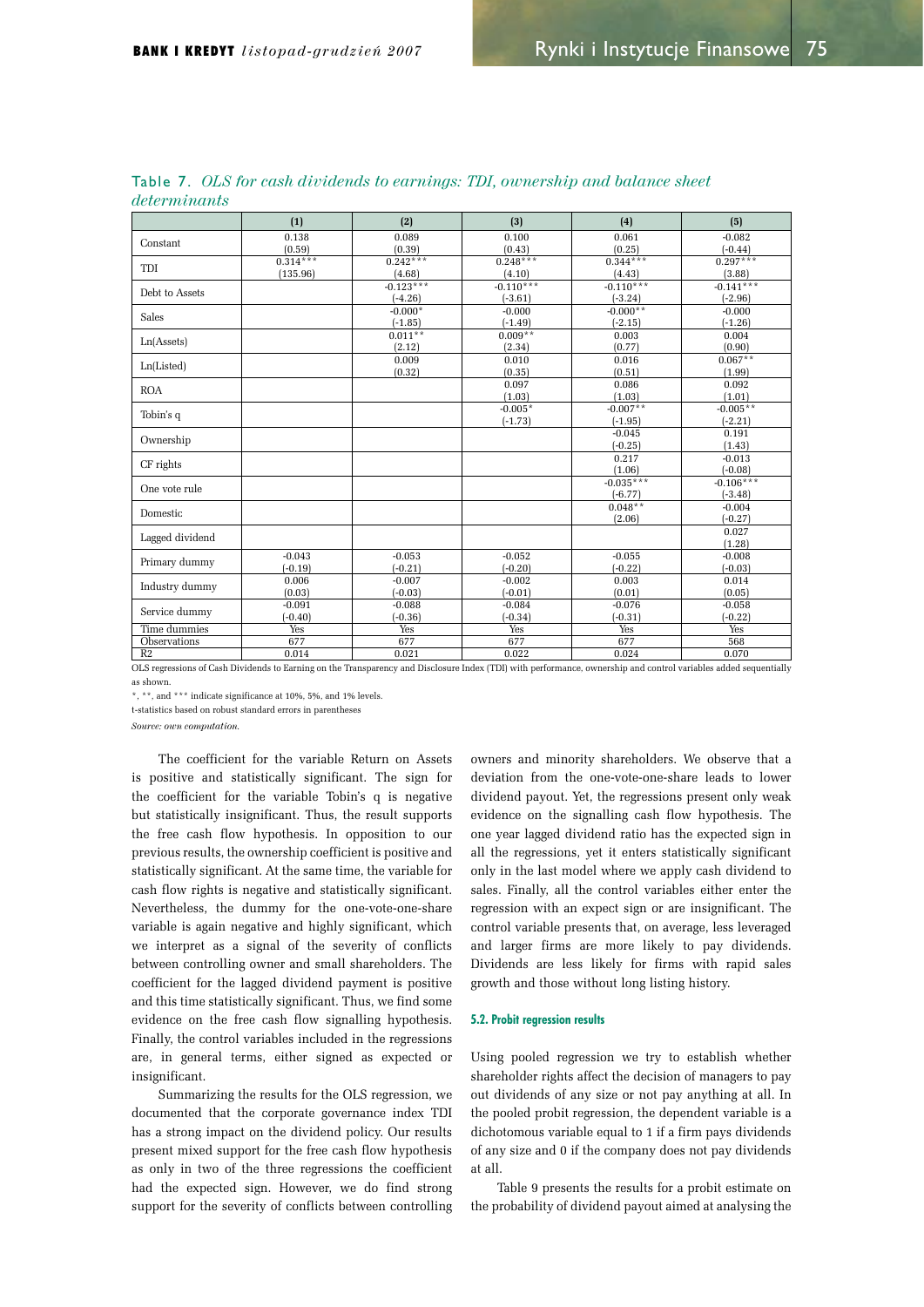Table 7. *OLS for cash dividends to earnings: TDI, ownership and balance sheet determinants*

| | (1) | (2) | (3) | (4) | (5) |
|---|---|---|---|---|---|
| Constant | 0.138<br>(0.59) | 0.089<br>(0.39) | 0.100<br>(0.43) | 0.061<br>(0.25) | -0.082<br>(-0.44) |
| TDI | 0.314***<br>(135.96) | 0.242***<br>(4.68) | 0.248***<br>(4.10) | 0.344***<br>(4.43) | 0.297***<br>(3.88) |
| Debt to Assets | | -0.123***<br>(-4.26) | -0.110***<br>(-3.61) | -0.110***<br>(-3.24) | -0.141***<br>(-2.96) |
| Sales | | -0.000*<br>(-1.85) | -0.000<br>(-1.49) | -0.000**<br>(-2.15) | -0.000<br>(-1.26) |
| Ln(Assets) | | 0.011**<br>(2.12) | 0.009**<br>(2.34) | 0.003<br>(0.77) | 0.004<br>(0.90) |
| Ln(Listed) | | 0.009<br>(0.32) | 0.010<br>(0.35) | 0.016<br>(0.51) | 0.067**<br>(1.99) |
| ROA | | | 0.097<br>(1.03) | 0.086<br>(1.03) | 0.092<br>(1.01) |
| Tobin's q | | | -0.005*<br>(-1.73) | -0.007**<br>(-1.95) | -0.005**<br>(-2.21) |
| Ownership | | | | -0.045<br>(-0.25) | 0.191<br>(1.43) |
| CF rights | | | | 0.217<br>(1.06) | -0.013<br>(-0.08) |
| One vote rule | | | | -0.035***<br>(-6.77) | -0.106***<br>(-3.48) |
| Domestic | | | | 0.048**<br>(2.06) | -0.004<br>(-0.27) |
| Lagged dividend | | | | | 0.027<br>(1.28) |
| Primary dummy | -0.043<br>(-0.19) | -0.053<br>(-0.21) | -0.052<br>(-0.20) | -0.055<br>(-0.22) | -0.008<br>(-0.03) |
| Industry dummy | 0.006<br>(0.03) | -0.007<br>(-0.03) | -0.002<br>(-0.01) | 0.003<br>(0.01) | 0.014<br>(0.05) |
| Service dummy | -0.091<br>(-0.40) | -0.088<br>(-0.36) | -0.084<br>(-0.34) | -0.076<br>(-0.31) | -0.058<br>(-0.22) |
| Time dummies | Yes | Yes | Yes | Yes | Yes |
| Observations | 677 | 677 | 677 | 677 | 568 |
| R2 | 0.014 | 0.021 | 0.022 | 0.024 | 0.070 |

OLS regressions of Cash Dividends to Earning on the Transparency and Disclosure Index (TDI) with performance, ownership and control variables added sequentially as shown.

*, **, and *** indicate significance at 10%, 5%, and 1% levels.

t-statistics based on robust standard errors in parentheses

*Source: own computation.*

The coefficient for the variable Return on Assets is positive and statistically significant. The sign for the coefficient for the variable Tobin's q is negative but statistically insignificant. Thus, the result supports the free cash flow hypothesis. In opposition to our previous results, the ownership coefficient is positive and statistically significant. At the same time, the variable for cash flow rights is negative and statistically significant. Nevertheless, the dummy for the one-vote-one-share variable is again negative and highly significant, which we interpret as a signal of the severity of conflicts between controlling owner and small shareholders. The coefficient for the lagged dividend payment is positive and this time statistically significant. Thus, we find some evidence on the free cash flow signalling hypothesis. Finally, the control variables included in the regressions are, in general terms, either signed as expected or insignificant.

Summarizing the results for the OLS regression, we documented that the corporate governance index TDI has a strong impact on the dividend policy. Our results present mixed support for the free cash flow hypothesis as only in two of the three regressions the coefficient had the expected sign. However, we do find strong support for the severity of conflicts between controlling owners and minority shareholders. We observe that a deviation from the one-vote-one-share leads to lower dividend payout. Yet, the regressions present only weak evidence on the signalling cash flow hypothesis. The one year lagged dividend ratio has the expected sign in all the regressions, yet it enters statistically significant only in the last model where we apply cash dividend to sales. Finally, all the control variables either enter the regression with an expect sign or are insignificant. The control variable presents that, on average, less leveraged and larger firms are more likely to pay dividends. Dividends are less likely for firms with rapid sales growth and those without long listing history.

#### 5.2. Probit regression results

Using pooled regression we try to establish whether shareholder rights affect the decision of managers to pay out dividends of any size or not pay anything at all. In the pooled probit regression, the dependent variable is a dichotomous variable equal to 1 if a firm pays dividends of any size and 0 if the company does not pay dividends at all.

Table 9 presents the results for a probit estimate on the probability of dividend payout aimed at analysing the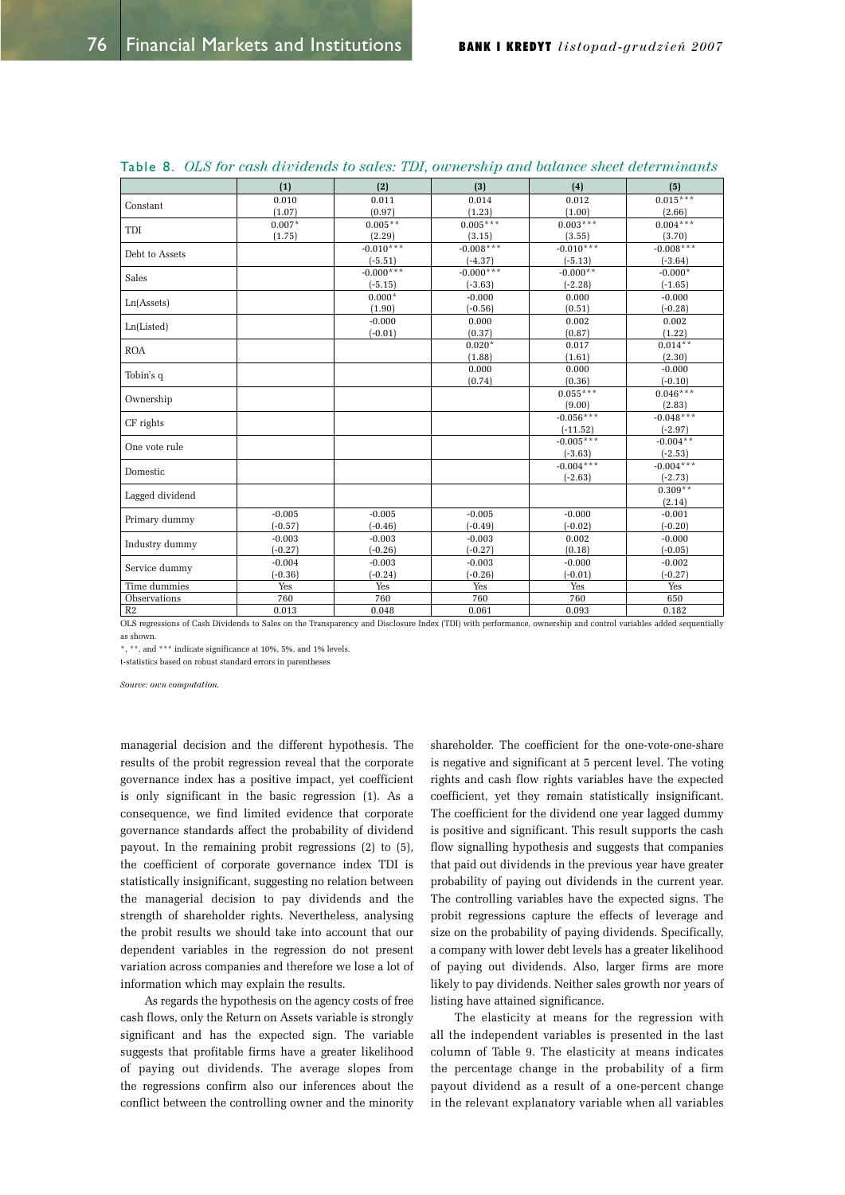Table 8. *OLS for cash dividends to sales: TDI, ownership and balance sheet determinants*

| | (1) | (2) | (3) | (4) | (5) |
|---|---|---|---|---|---|
| Constant | 0.010 | 0.011 | 0.014 | 0.012 | 0.015*** |
| | (1.07) | (0.97) | (1.23) | (1.00) | (2.66) |
| TDI | 0.007* | 0.005** | 0.005*** | 0.003*** | 0.004*** |
| | (1.75) | (2.29) | (3.15) | (3.55) | (3.70) |
| Debt to Assets | | -0.010*** | -0.008*** | -0.010*** | -0.008*** |
| | | (-5.51) | (-4.37) | (-5.13) | (-3.64) |
| Sales | | -0.000*** | -0.000*** | -0.000** | -0.000* |
| | | (-5.15) | (-3.63) | (-2.28) | (-1.65) |
| Ln(Assets) | | 0.000* | -0.000 | 0.000 | -0.000 |
| | | (1.90) | (-0.56) | (0.51) | (-0.28) |
| Ln(Listed) | | -0.000 | 0.000 | 0.002 | 0.002 |
| | | (-0.01) | (0.37) | (0.87) | (1.22) |
| ROA | | | 0.020* | 0.017 | 0.014** |
| | | | (1.88) | (1.61) | (2.30) |
| Tobin's q | | | 0.000 | 0.000 | -0.000 |
| | | | (0.74) | (0.36) | (-0.10) |
| Ownership | | | | 0.055*** | 0.046*** |
| | | | | (9.00) | (2.83) |
| CF rights | | | | -0.056*** | -0.048*** |
| | | | | (-11.52) | (-2.97) |
| One vote rule | | | | -0.005*** | -0.004** |
| | | | | (-3.63) | (-2.53) |
| Domestic | | | | -0.004*** | -0.004*** |
| | | | | (-2.63) | (-2.73) |
| Lagged dividend | | | | | 0.309** |
| | | | | | (2.14) |
| Primary dummy | -0.005 | -0.005 | -0.005 | -0.000 | -0.001 |
| | (-0.57) | (-0.46) | (-0.49) | (-0.02) | (-0.20) |
| Industry dummy | -0.003 | -0.003 | -0.003 | 0.002 | -0.000 |
| | (-0.27) | (-0.26) | (-0.27) | (0.18) | (-0.05) |
| Service dummy | -0.004 | -0.003 | -0.003 | -0.000 | -0.002 |
| | (-0.36) | (-0.24) | (-0.26) | (-0.01) | (-0.27) |
| Time dummies | Yes | Yes | Yes | Yes | Yes |
| Observations | 760 | 760 | 760 | 760 | 650 |
| R2 | 0.013 | 0.048 | 0.061 | 0.093 | 0.182 |

OLS regressions of Cash Dividends to Sales on the Transparency and Disclosure Index (TDI) with performance, ownership and control variables added sequentially as shown.

*, **, and *** indicate significance at 10%, 5%, and 1% levels.

t-statistics based on robust standard errors in parentheses

*Source: own computation.*

managerial decision and the different hypothesis. The results of the probit regression reveal that the corporate governance index has a positive impact, yet coefficient is only significant in the basic regression (1). As a consequence, we find limited evidence that corporate governance standards affect the probability of dividend payout. In the remaining probit regressions (2) to (5), the coefficient of corporate governance index TDI is statistically insignificant, suggesting no relation between the managerial decision to pay dividends and the strength of shareholder rights. Nevertheless, analysing the probit results we should take into account that our dependent variables in the regression do not present variation across companies and therefore we lose a lot of information which may explain the results.

As regards the hypothesis on the agency costs of free cash flows, only the Return on Assets variable is strongly significant and has the expected sign. The variable suggests that profitable firms have a greater likelihood of paying out dividends. The average slopes from the regressions confirm also our inferences about the conflict between the controlling owner and the minority shareholder. The coefficient for the one-vote-one-share is negative and significant at 5 percent level. The voting rights and cash flow rights variables have the expected coefficient, yet they remain statistically insignificant. The coefficient for the dividend one year lagged dummy is positive and significant. This result supports the cash flow signalling hypothesis and suggests that companies that paid out dividends in the previous year have greater probability of paying out dividends in the current year. The controlling variables have the expected signs. The probit regressions capture the effects of leverage and size on the probability of paying dividends. Specifically, a company with lower debt levels has a greater likelihood of paying out dividends. Also, larger firms are more likely to pay dividends. Neither sales growth nor years of listing have attained significance.

The elasticity at means for the regression with all the independent variables is presented in the last column of Table 9. The elasticity at means indicates the percentage change in the probability of a firm payout dividend as a result of a one-percent change in the relevant explanatory variable when all variables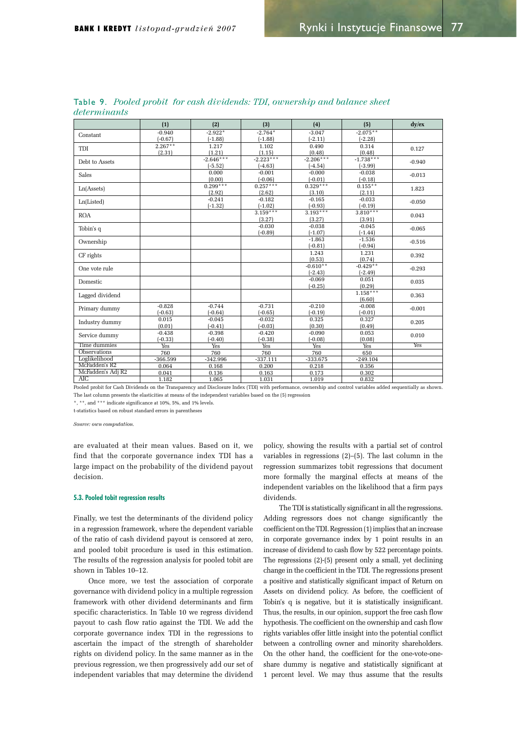Table 9. *Pooled probit for cash dividends: TDI, ownership and balance sheet determinants*

| | (1) | (2) | (3) | (4) | (5) | dy/ex |
|---|---|---|---|---|---|---|
| Constant | -0.940<br>(-0.67) | -2.922*<br>(-1.88) | -2.764*<br>(-1.88) | -3.047<br>(-2.11) | -2.075**<br>(-2.28) | |
| TDI | 2.267**<br>(2.31) | 1.217<br>(1.21) | 1.102<br>(1.15) | 0.490<br>(0.48) | 0.314<br>(0.48) | 0.127 |
| Debt to Assets | | -2.646***<br>(-5.52) | -2.223***<br>(-4.63) | -2.206***<br>(-4.54) | -1.738***<br>(-3.99) | -0.940 |
| Sales | | 0.000<br>(0.00) | -0.001<br>(-0.06) | -0.000<br>(-0.01) | -0.038<br>(-0.18) | -0.013 |
| Ln(Assets) | | 0.299***<br>(2.92) | 0.257***<br>(2.62) | 0.329***<br>(3.10) | 0.155**<br>(2.11) | 1.823 |
| Ln(Listed) | | -0.241<br>(-1.32) | -0.182<br>(-1.02) | -0.165<br>(-0.93) | -0.033<br>(-0.19) | -0.050 |
| ROA | | | 3.159***<br>(3.27) | 3.193***<br>(3.27) | 3.810***<br>(3.91) | 0.043 |
| Tobin's q | | | -0.030<br>(-0.89) | -0.038<br>(-1.07) | -0.045<br>(-1.44) | -0.065 |
| Ownership | | | | -1.863<br>(-0.81) | -1.536<br>(-0.94) | -0.516 |
| CF rights | | | | 1.243<br>(0.53) | 1.231<br>(0.74) | 0.392 |
| One vote rule | | | | -0.610**<br>(-2.43) | -0.429**<br>(-2.49) | -0.293 |
| Domestic | | | | -0.069<br>(-0.25) | 0.051<br>(0.29) | 0.035 |
| Lagged dividend | | | | | 1.158***<br>(6.60) | 0.363 |
| Primary dummy | -0.828<br>(-0.63) | -0.744<br>(-0.64) | -0.731<br>(-0.65) | -0.210<br>(-0.19) | -0.008<br>(-0.01) | -0.001 |
| Industry dummy | 0.015<br>(0.01) | -0.045<br>(-0.41) | -0.032<br>(-0.03) | 0.325<br>(0.30) | 0.327<br>(0.49) | 0.205 |
| Service dummy | -0.438<br>(-0.33) | -0.398<br>(-0.40) | -0.420<br>(-0.38) | -0.090<br>(-0.08) | 0.053<br>(0.08) | 0.010 |
| Time dummies | Yes | Yes | Yes | Yes | Yes | Yes |
| Observations | 760 | 760 | 760 | 760 | 650 | |
| Loglikelihood | -366.599 | -342.996 | -337.111 | -333.675 | -249.104 | |
| McFadden's R2 | 0.064 | 0.168 | 0.200 | 0.218 | 0.356 | |
| McFadden's Adj R2 | 0.041 | 0.136 | 0.163 | 0.173 | 0.302 | |
| AIC | 1.182 | 1.065 | 1.031 | 1.019 | 0.832 | |

Pooled probit for Cash Dividends on the Transparency and Disclosure Index (TDI) with performance, ownership and control variables added sequentially as shown. The last column presents the elasticities at means of the independent variables based on the (5) regression

*, **, and *** indicate significance at 10%, 5%, and 1% levels.

t-statistics based on robust standard errors in parentheses

*Source: own computation.*

are evaluated at their mean values. Based on it, we find that the corporate governance index TDI has a large impact on the probability of the dividend payout decision.

#### 5.3. Pooled tobit regression results

Finally, we test the determinants of the dividend policy in a regression framework, where the dependent variable of the ratio of cash dividend payout is censored at zero, and pooled tobit procedure is used in this estimation. The results of the regression analysis for pooled tobit are shown in Tables 10–12.

Once more, we test the association of corporate governance with dividend policy in a multiple regression framework with other dividend determinants and firm specific characteristics. In Table 10 we regress dividend payout to cash flow ratio against the TDI. We add the corporate governance index TDI in the regressions to ascertain the impact of the strength of shareholder rights on dividend policy. In the same manner as in the previous regression, we then progressively add our set of independent variables that may determine the dividend policy, showing the results with a partial set of control variables in regressions (2)–(5). The last column in the regression summarizes tobit regressions that document more formally the marginal effects at means of the independent variables on the likelihood that a firm pays dividends.

The TDI is statistically significant in all the regressions. Adding regressors does not change significantly the coefficient on the TDI. Regression (1) implies that an increase in corporate governance index by 1 point results in an increase of dividend to cash flow by 522 percentage points. The regressions (2)-(5) present only a small, yet declining change in the coefficient in the TDI. The regressions present a positive and statistically significant impact of Return on Assets on dividend policy. As before, the coefficient of Tobin's q is negative, but it is statistically insignificant. Thus, the results, in our opinion, support the free cash flow hypothesis. The coefficient on the ownership and cash flow rights variables offer little insight into the potential conflict between a controlling owner and minority shareholders. On the other hand, the coefficient for the one-vote-one-share dummy is negative and statistically significant at 1 percent level. We may thus assume that the results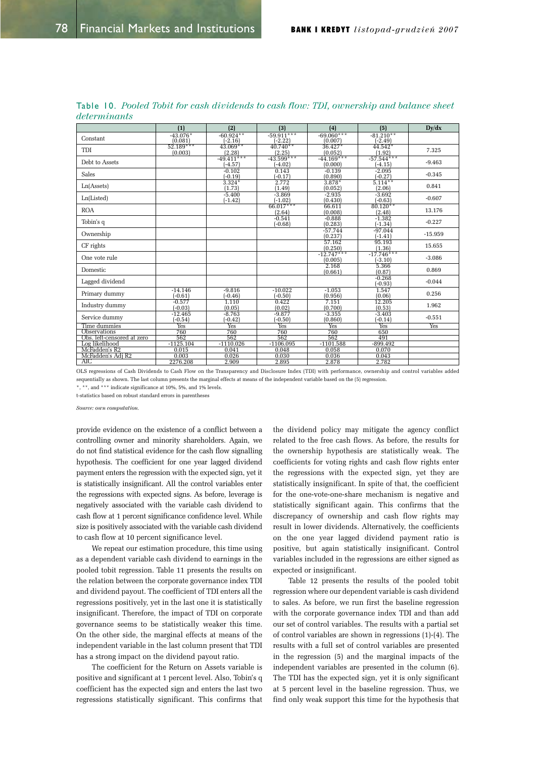Table 10. *Pooled Tobit for cash dividends to cash flow: TDI, ownership and balance sheet determinants*

| | (1) | (2) | (3) | (4) | (5) | Dy/dx |
|---|---|---|---|---|---|---|
| Constant | -43.076* (0.081) | -60.924** (-2.16) | -59.911*** (-2.22) | -69.060*** (0.007) | -81.210** (-2.49) | |
| TDI | 52.189*** (0.003) | 43.069** (2.28) | 40.740** (2.25) | 36.427* (0.052) | 44.542* (1.92) | 7.325 |
| Debt to Assets | | -49.411*** (-4.57) | -43.599*** (-4.02) | -44.169*** (0.000) | -57.544*** (-4.15) | -9.463 |
| Sales | | -0.102 (-0.19) | 0.143 (-0.17) | -0.139 (0.890) | -2.095 (-0.27) | -0.345 |
| Ln(Assets) | | 3.324* (1.73) | 2.772 (1.49) | 3.878* (0.052) | 5.114** (2.06) | 0.841 |
| Ln(Listed) | | -5.400 (-1.42) | -3.869 (-1.02) | -2.935 (0.430) | -3.692 (-0.63) | -0.607 |
| ROA | | | 66.017*** (2.64) | 66.611 (0.008) | 80.120** (2.48) | 13.176 |
| Tobin's q | | | -0.541 (-0.68) | -0.888 (0.283) | -1.382 (-1.34) | -0.227 |
| Ownership | | | | -57.744 (0.237) | -97.044 (-1.41) | -15.959 |
| CF rights | | | | 57.162 (0.250) | 95.193 (1.36) | 15.655 |
| One vote rule | | | | -12.747*** (0.005) | -17.746*** (-3.10) | -3.086 |
| Domestic | | | | 2.168 (0.661) | 5.366 (0.87) | 0.869 |
| Lagged dividend | | | | | -0.268 (-0.93) | -0.044 |
| Primary dummy | -14.146 (-0.61) | -9.816 (-0.46) | -10.022 (-0.50) | -1.053 (0.956) | 1.547 (0.06) | 0.256 |
| Industry dummy | -0.577 (-0.03) | 1.110 (0.05) | 0.422 (0.02) | 7.151 (0.700) | 12.205 (0.53) | 1.962 |
| Service dummy | -12.465 (-0.54) | -8.763 (-0.42) | -9.877 (-0.50) | -3.355 (0.860) | -3.403 (-0.14) | -0.551 |
| Time dummies | Yes | Yes | Yes | Yes | Yes | Yes |
| Observations | 760 | 760 | 760 | 760 | 650 | |
| Obs. left-censored at zero | 562 | 562 | 562 | 562 | 491 | |
| Log likelihood | -1125.104 | -1110.026 | -1106.095 | -1101.588 | -899.492 | |
| McFadden's R2 | 0.015 | 0.041 | 0.048 | 0.058 | 0.070 | |
| McFadden's Adj R2 | 0.003 | 0.026 | 0.030 | 0.036 | 0.043 | |
| AIC | 2276.208 | 2.909 | 2.895 | 2.878 | 2.782 | |

OLS regressions of Cash Dividends to Cash Flow on the Transparency and Disclosure Index (TDI) with performance, ownership and control variables added sequentially as shown. The last column presents the marginal effects at means of the independent variable based on the (5) regression.

*, **, and *** indicate significance at 10%, 5%, and 1% levels.

t-statistics based on robust standard errors in parentheses

*Source: own computation.*

provide evidence on the existence of a conflict between a controlling owner and minority shareholders. Again, we do not find statistical evidence for the cash flow signalling hypothesis. The coefficient for one year lagged dividend payment enters the regression with the expected sign, yet it is statistically insignificant. All the control variables enter the regressions with expected signs. As before, leverage is negatively associated with the variable cash dividend to cash flow at 1 percent significance confidence level. While size is positively associated with the variable cash dividend to cash flow at 10 percent significance level.

We repeat our estimation procedure, this time using as a dependent variable cash dividend to earnings in the pooled tobit regression. Table 11 presents the results on the relation between the corporate governance index TDI and dividend payout. The coefficient of TDI enters all the regressions positively, yet in the last one it is statistically insignificant. Therefore, the impact of TDI on corporate governance seems to be statistically weaker this time. On the other side, the marginal effects at means of the independent variable in the last column present that TDI has a strong impact on the dividend payout ratio.

The coefficient for the Return on Assets variable is positive and significant at 1 percent level. Also, Tobin's q coefficient has the expected sign and enters the last two regressions statistically significant. This confirms that the dividend policy may mitigate the agency conflict related to the free cash flows. As before, the results for the ownership hypothesis are statistically weak. The coefficients for voting rights and cash flow rights enter the regressions with the expected sign, yet they are statistically insignificant. In spite of that, the coefficient for the one-vote-one-share mechanism is negative and statistically significant again. This confirms that the discrepancy of ownership and cash flow rights may result in lower dividends. Alternatively, the coefficients on the one year lagged dividend payment ratio is positive, but again statistically insignificant. Control variables included in the regressions are either signed as expected or insignificant.

Table 12 presents the results of the pooled tobit regression where our dependent variable is cash dividend to sales. As before, we run first the baseline regression with the corporate governance index TDI and than add our set of control variables. The results with a partial set of control variables are shown in regressions (1)-(4). The results with a full set of control variables are presented in the regression (5) and the marginal impacts of the independent variables are presented in the column (6). The TDI has the expected sign, yet it is only significant at 5 percent level in the baseline regression. Thus, we find only weak support this time for the hypothesis that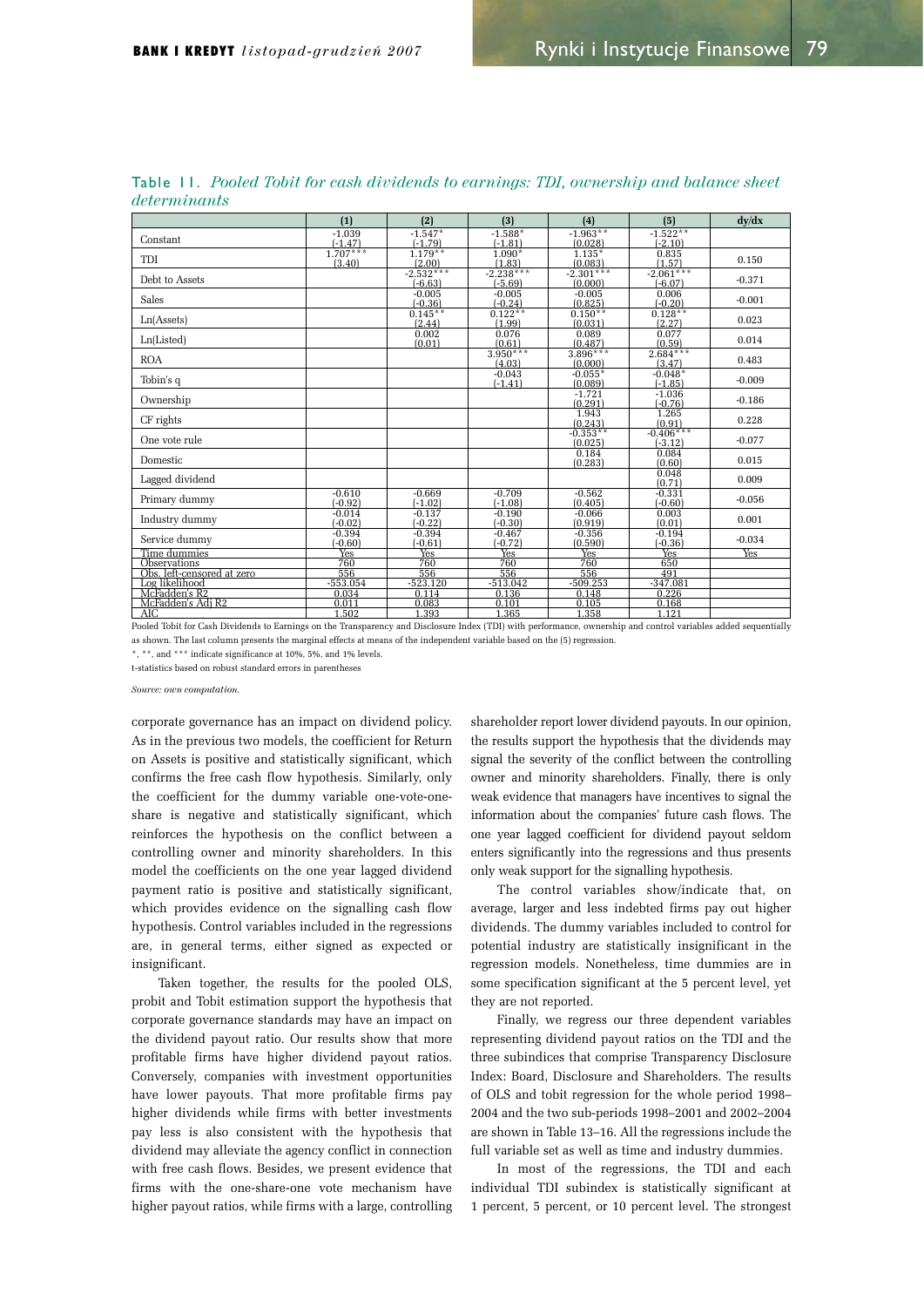Table 11. *Pooled Tobit for cash dividends to earnings: TDI, ownership and balance sheet determinants*

| | (1) | (2) | (3) | (4) | (5) | dy/dx |
|---|---|---|---|---|---|---|
| Constant | -1.039<br>(-1.47) | -1.547*<br>(-1.79) | -1.588*<br>(-1.81) | -1.963**<br>(0.028) | -1.522**<br>(-2.10) | |
| TDI | 1.707***<br>(3.40) | 1.179**<br>(2.00) | 1.090*<br>(1.83) | 1.135*<br>(0.083) | 0.835<br>(1.57) | 0.150 |
| Debt to Assets | | -2.532***<br>(-6.63) | -2.238***<br>(-5.69) | -2.301***<br>(0.000) | -2.061***<br>(-6.07) | -0.371 |
| Sales | | -0.005<br>(-0.36) | -0.005<br>(-0.24) | -0.005<br>(0.825) | 0.006<br>(-0.20) | -0.001 |
| Ln(Assets) | | 0.145**<br>(2.44) | 0.122**<br>(1.99) | 0.150**<br>(0.031) | 0.128**<br>(2.27) | 0.023 |
| Ln(Listed) | | 0.002<br>(0.01) | 0.076<br>(0.61) | 0.089<br>(0.487) | 0.077<br>(0.59) | 0.014 |
| ROA | | | 3.950***<br>(4.03) | 3.896***<br>(0.000) | 2.684***<br>(3.47) | 0.483 |
| Tobin's q | | | -0.043<br>(-1.41) | -0.055*<br>(0.089) | -0.048*<br>(-1.85) | -0.009 |
| Ownership | | | | -1.721<br>(0.291) | -1.036<br>(-0.76) | -0.186 |
| CF rights | | | | 1.943<br>(0.243) | 1.265<br>(0.91) | 0.228 |
| One vote rule | | | | -0.353**<br>(0.025) | -0.406***<br>(-3.12) | -0.077 |
| Domestic | | | | 0.184<br>(0.283) | 0.084<br>(0.60) | 0.015 |
| Lagged dividend | | | | | 0.048<br>(0.71) | 0.009 |
| Primary dummy | -0.610<br>(-0.92) | -0.669<br>(-1.02) | -0.709<br>(-1.08) | -0.562<br>(0.405) | -0.331<br>(-0.60) | -0.056 |
| Industry dummy | -0.014<br>(-0.02) | -0.137<br>(-0.22) | -0.190<br>(-0.30) | -0.066<br>(0.919) | 0.003<br>(0.01) | 0.001 |
| Service dummy | -0.394<br>(-0.60) | -0.394<br>(-0.61) | -0.467<br>(-0.72) | -0.356<br>(0.590) | -0.194<br>(-0.36) | -0.034 |
| Time dummies | Yes | Yes | Yes | Yes | Yes | Yes |
| Observations | 760 | 760 | 760 | 760 | 650 | |
| Obs. left-censored at zero | 556 | 556 | 556 | 556 | 491 | |
| Log likelihood | -553.054 | -523.120 | -513.042 | -509.253 | -347.081 | |
| McFadden's R2 | 0.034 | 0.114 | 0.136 | 0.148 | 0.226 | |
| McFadden's Adj R2 | 0.011 | 0.083 | 0.101 | 0.105 | 0.168 | |
| AIC | 1.502 | 1.393 | 1.365 | 1.358 | 1.121 | |

Pooled Tobit for Cash Dividends to Earnings on the Transparency and Disclosure Index (TDI) with performance, ownership and control variables added sequentially as shown. The last column presents the marginal effects at means of the independent variable based on the (5) regression.

*, **, and *** indicate significance at 10%, 5%, and 1% levels.

t-statistics based on robust standard errors in parentheses

*Source: own computation.*

corporate governance has an impact on dividend policy. As in the previous two models, the coefficient for Return on Assets is positive and statistically significant, which confirms the free cash flow hypothesis. Similarly, only the coefficient for the dummy variable one-vote-one-share is negative and statistically significant, which reinforces the hypothesis on the conflict between a controlling owner and minority shareholders. In this model the coefficients on the one year lagged dividend payment ratio is positive and statistically significant, which provides evidence on the signalling cash flow hypothesis. Control variables included in the regressions are, in general terms, either signed as expected or insignificant.

Taken together, the results for the pooled OLS, probit and Tobit estimation support the hypothesis that corporate governance standards may have an impact on the dividend payout ratio. Our results show that more profitable firms have higher dividend payout ratios. Conversely, companies with investment opportunities have lower payouts. That more profitable firms pay higher dividends while firms with better investments pay less is also consistent with the hypothesis that dividend may alleviate the agency conflict in connection with free cash flows. Besides, we present evidence that firms with the one-share-one vote mechanism have higher payout ratios, while firms with a large, controlling shareholder report lower dividend payouts. In our opinion, the results support the hypothesis that the dividends may signal the severity of the conflict between the controlling owner and minority shareholders. Finally, there is only weak evidence that managers have incentives to signal the information about the companies' future cash flows. The one year lagged coefficient for dividend payout seldom enters significantly into the regressions and thus presents only weak support for the signalling hypothesis.

The control variables show/indicate that, on average, larger and less indebted firms pay out higher dividends. The dummy variables included to control for potential industry are statistically insignificant in the regression models. Nonetheless, time dummies are in some specification significant at the 5 percent level, yet they are not reported.

Finally, we regress our three dependent variables representing dividend payout ratios on the TDI and the three subindices that comprise Transparency Disclosure Index: Board, Disclosure and Shareholders. The results of OLS and tobit regression for the whole period 1998–2004 and the two sub-periods 1998–2001 and 2002–2004 are shown in Table 13–16. All the regressions include the full variable set as well as time and industry dummies.

In most of the regressions, the TDI and each individual TDI subindex is statistically significant at 1 percent, 5 percent, or 10 percent level. The strongest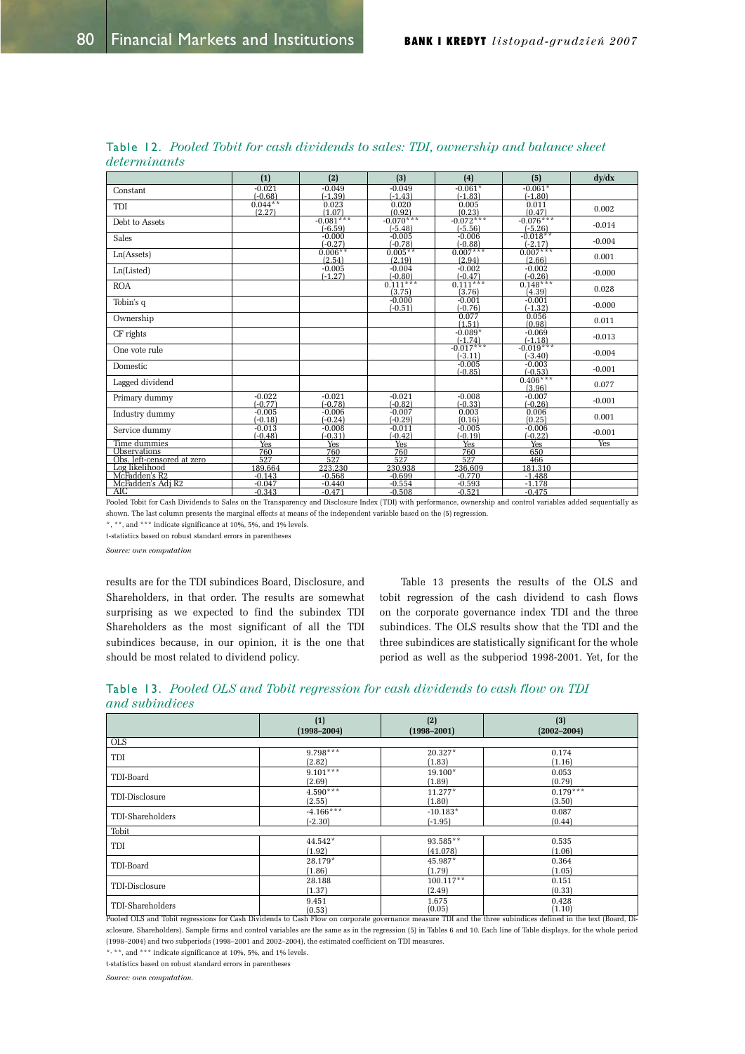**Table 12.** *Pooled Tobit for cash dividends to sales: TDI, ownership and balance sheet determinants*

| | (1) | (2) | (3) | (4) | (5) | dy/dx |
|---|---|---|---|---|---|---|
| Constant | -0.021 (-0.68) | -0.049 (-1.39) | -0.049 (-1.43) | -0.061* (-1.83) | -0.061* (-1.80) | |
| TDI | 0.044** (2.27) | 0.023 (1.07) | 0.020 (0.92) | 0.005 (0.23) | 0.011 (0.47) | 0.002 |
| Debt to Assets | | -0.081*** (-6.59) | -0.070*** (-5.48) | -0.072*** (-5.56) | -0.076*** (-5.26) | -0.014 |
| Sales | | -0.000 (-0.27) | -0.005 (-0.78) | -0.006 (-0.88) | -0.018** (-2.17) | -0.004 |
| Ln(Assets) | | 0.006** (2.54) | 0.005** (2.19) | 0.007*** (2.94) | 0.007*** (2.66) | 0.001 |
| Ln(Listed) | | -0.005 (-1.27) | -0.004 (-0.80) | -0.002 (-0.47) | -0.002 (-0.26) | -0.000 |
| ROA | | | 0.111*** (3.75) | 0.111*** (3.76) | 0.148*** (4.39) | 0.028 |
| Tobin's q | | | -0.000 (-0.51) | -0.001 (-0.76) | -0.001 (-1.32) | -0.000 |
| Ownership | | | | 0.077 (1.51) | 0.056 (0.98) | 0.011 |
| CF rights | | | | -0.089* (-1.74) | -0.069 (-1.18) | -0.013 |
| One vote rule | | | | -0.017*** (-3.11) | -0.019*** (-3.40) | -0.004 |
| Domestic | | | | -0.005 (-0.85) | -0.003 (-0.53) | -0.001 |
| Lagged dividend | | | | | 0.406*** (3.96) | 0.077 |
| Primary dummy | -0.022 (-0.77) | -0.021 (-0.78) | -0.021 (-0.82) | -0.008 (-0.33) | -0.007 (-0.26) | -0.001 |
| Industry dummy | -0.005 (-0.18) | -0.006 (-0.24) | -0.007 (-0.29) | 0.003 (0.16) | 0.006 (0.25) | 0.001 |
| Service dummy | -0.013 (-0.48) | -0.008 (-0.31) | -0.011 (-0.42) | -0.005 (-0.19) | -0.006 (-0.22) | -0.001 |
| Time dummies | Yes | Yes | Yes | Yes | Yes | Yes |
| Observations | 760 | 760 | 760 | 760 | 650 | |
| Obs. left-censored at zero | 527 | 527 | 527 | 527 | 466 | |
| Log likelihood | 189.664 | 223.230 | 230.938 | 236.609 | 181.310 | |
| McFadden's R2 | -0.143 | -0.568 | -0.699 | -0.770 | -1.488 | |
| McFadden's Adj R2 | -0.047 | -0.440 | -0.554 | -0.593 | -1.178 | |
| AIC | -0.343 | -0.471 | -0.508 | -0.521 | -0.475 | |

Pooled Tobit for Cash Dividends to Sales on the Transparency and Disclosure Index (TDI) with performance, ownership and control variables added sequentially as shown. The last column presents the marginal effects at means of the independent variable based on the (5) regression.

*, **, and *** indicate significance at 10%, 5%, and 1% levels.

t-statistics based on robust standard errors in parentheses

*Source: own computation*

results are for the TDI subindices Board, Disclosure, and Shareholders, in that order. The results are somewhat surprising as we expected to find the subindex TDI Shareholders as the most significant of all the TDI subindices because, in our opinion, it is the one that should be most related to dividend policy.

Table 13 presents the results of the OLS and tobit regression of the cash dividend to cash flows on the corporate governance index TDI and the three subindices. The OLS results show that the TDI and the three subindices are statistically significant for the whole period as well as the subperiod 1998-2001. Yet, for the

**Table 13.** *Pooled OLS and Tobit regression for cash dividends to cash flow on TDI and subindices*

| | (1) (1998–2004) | (2) (1998–2001) | (3) (2002–2004) |
|---|---|---|---|
| **OLS** | | | |
| TDI | 9.798*** (2.82) | 20.327* (1.83) | 0.174 (1.16) |
| TDI-Board | 9.101*** (2.69) | 19.100* (1.89) | 0.053 (0.79) |
| TDI-Disclosure | 4.590*** (2.55) | 11.277* (1.80) | 0.179*** (3.50) |
| TDI-Shareholders | -4.166*** (-2.30) | -10.183* (-1.95) | 0.087 (0.44) |
| **Tobit** | | | |
| TDI | 44.542* (1.92) | 93.585** (41.078) | 0.535 (1.06) |
| TDI-Board | 28.179* (1.86) | 45.987* (1.79) | 0.364 (1.05) |
| TDI-Disclosure | 28.188 (1.37) | 100.117** (2.49) | 0.151 (0.33) |
| TDI-Shareholders | 9.451 (0.53) | 1.675 (0.05) | 0.428 (1.10) |

Pooled OLS and Tobit regressions for Cash Dividends to Cash Flow on corporate governance measure TDI and the three subindices defined in the text (Board, Disclosure, Shareholders). Sample firms and control variables are the same as in the regression (5) in Tables 6 and 10. Each line of Table displays, for the whole period (1998–2004) and two subperiods (1998–2001 and 2002–2004), the estimated coefficient on TDI measures.

*, **, and *** indicate significance at 10%, 5%, and 1% levels.

t-statistics based on robust standard errors in parentheses

*Source: own computation.*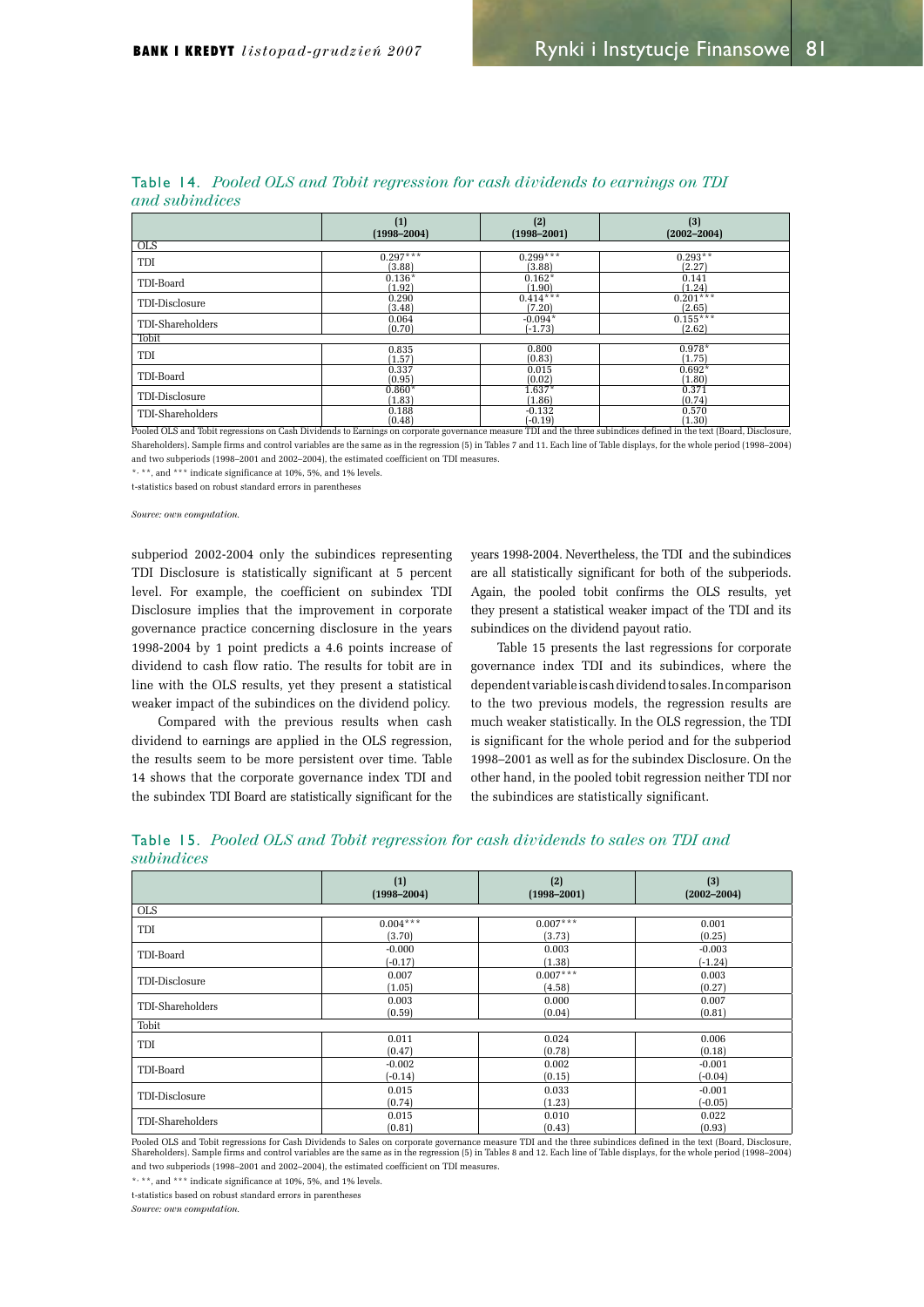**Table 14.** *Pooled OLS and Tobit regression for cash dividends to earnings on TDI and subindices*

| | (1) (1998–2004) | (2) (1998–2001) | (3) (2002–2004) |
|---|---|---|---|
| OLS | | | |
| TDI | 0.297*** (3.88) | 0.299*** (3.88) | 0.293** (2.27) |
| TDI-Board | 0.136* (1.92) | 0.162* (1.90) | 0.141 (1.24) |
| TDI-Disclosure | 0.290 (3.48) | 0.414*** (7.20) | 0.201*** (2.65) |
| TDI-Shareholders | 0.064 (0.70) | -0.094* (-1.73) | 0.155*** (2.62) |
| Tobit | | | |
| TDI | 0.835 (1.57) | 0.800 (0.83) | 0.978* (1.75) |
| TDI-Board | 0.337 (0.95) | 0.015 (0.02) | 0.692* (1.80) |
| TDI-Disclosure | 0.860* (1.83) | 1.637* (1.86) | 0.371 (0.74) |
| TDI-Shareholders | 0.188 (0.48) | -0.132 (-0.19) | 0.570 (1.30) |

Pooled OLS and Tobit regressions on Cash Dividends to Earnings on corporate governance measure TDI and the three subindices defined in the text (Board, Disclosure, Shareholders). Sample firms and control variables are the same as in the regression (5) in Tables 7 and 11. Each line of Table displays, for the whole period (1998–2004) and two subperiods (1998–2001 and 2002–2004), the estimated coefficient on TDI measures.

*, **, and *** indicate significance at 10%, 5%, and 1% levels.

t-statistics based on robust standard errors in parentheses

*Source: own computation.*

subperiod 2002-2004 only the subindices representing TDI Disclosure is statistically significant at 5 percent level. For example, the coefficient on subindex TDI Disclosure implies that the improvement in corporate governance practice concerning disclosure in the years 1998-2004 by 1 point predicts a 4.6 points increase of dividend to cash flow ratio. The results for tobit are in line with the OLS results, yet they present a statistical weaker impact of the subindices on the dividend policy.

Compared with the previous results when cash dividend to earnings are applied in the OLS regression, the results seem to be more persistent over time. Table 14 shows that the corporate governance index TDI and the subindex TDI Board are statistically significant for the years 1998-2004. Nevertheless, the TDI and the subindices are all statistically significant for both of the subperiods. Again, the pooled tobit confirms the OLS results, yet they present a statistical weaker impact of the TDI and its subindices on the dividend payout ratio.

Table 15 presents the last regressions for corporate governance index TDI and its subindices, where the dependent variable is cash dividend to sales. In comparison to the two previous models, the regression results are much weaker statistically. In the OLS regression, the TDI is significant for the whole period and for the subperiod 1998–2001 as well as for the subindex Disclosure. On the other hand, in the pooled tobit regression neither TDI nor the subindices are statistically significant.

**Table 15.** *Pooled OLS and Tobit regression for cash dividends to sales on TDI and subindices*

| | (1) (1998–2004) | (2) (1998–2001) | (3) (2002–2004) |
|---|---|---|---|
| OLS | | | |
| TDI | 0.004*** (3.70) | 0.007*** (3.73) | 0.001 (0.25) |
| TDI-Board | -0.000 (-0.17) | 0.003 (1.38) | -0.003 (-1.24) |
| TDI-Disclosure | 0.007 (1.05) | 0.007*** (4.58) | 0.003 (0.27) |
| TDI-Shareholders | 0.003 (0.59) | 0.000 (0.04) | 0.007 (0.81) |
| Tobit | | | |
| TDI | 0.011 (0.47) | 0.024 (0.78) | 0.006 (0.18) |
| TDI-Board | -0.002 (-0.14) | 0.002 (0.15) | -0.001 (-0.04) |
| TDI-Disclosure | 0.015 (0.74) | 0.033 (1.23) | -0.001 (-0.05) |
| TDI-Shareholders | 0.015 (0.81) | 0.010 (0.43) | 0.022 (0.93) |

Pooled OLS and Tobit regressions for Cash Dividends to Sales on corporate governance measure TDI and the three subindices defined in the text (Board, Disclosure, Shareholders). Sample firms and control variables are the same as in the regression (5) in Tables 8 and 12. Each line of Table displays, for the whole period (1998–2004) and two subperiods (1998–2001 and 2002–2004), the estimated coefficient on TDI measures.

*, **, and *** indicate significance at 10%, 5%, and 1% levels.

t-statistics based on robust standard errors in parentheses

*Source: own computation.*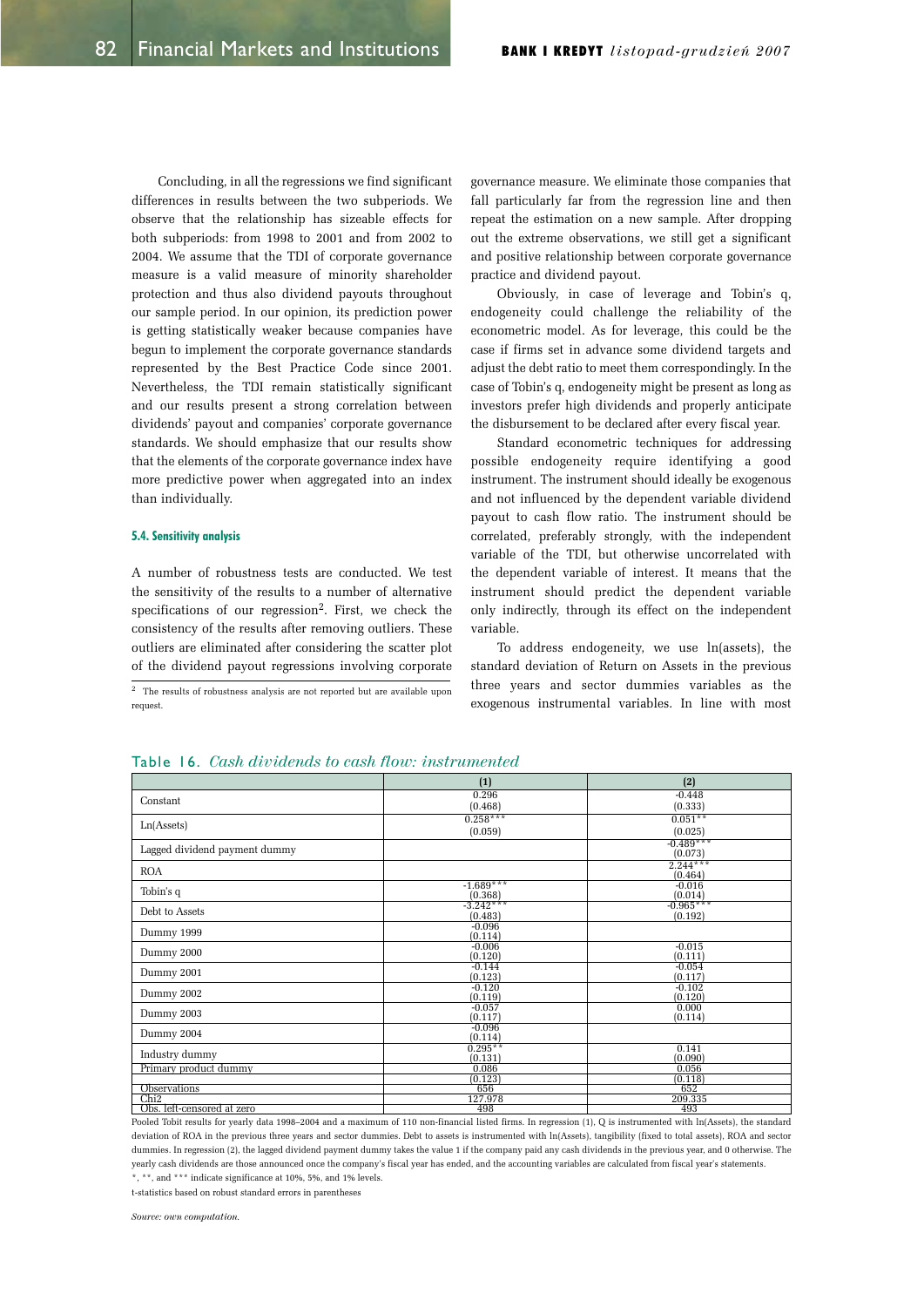Concluding, in all the regressions we find significant differences in results between the two subperiods. We observe that the relationship has sizeable effects for both subperiods: from 1998 to 2001 and from 2002 to 2004. We assume that the TDI of corporate governance measure is a valid measure of minority shareholder protection and thus also dividend payouts throughout our sample period. In our opinion, its prediction power is getting statistically weaker because companies have begun to implement the corporate governance standards represented by the Best Practice Code since 2001. Nevertheless, the TDI remain statistically significant and our results present a strong correlation between dividends' payout and companies' corporate governance standards. We should emphasize that our results show that the elements of the corporate governance index have more predictive power when aggregated into an index than individually.

### 5.4. Sensitivity analysis

A number of robustness tests are conducted. We test the sensitivity of the results to a number of alternative specifications of our regression[2]. First, we check the consistency of the results after removing outliers. These outliers are eliminated after considering the scatter plot of the dividend payout regressions involving corporate governance measure. We eliminate those companies that fall particularly far from the regression line and then repeat the estimation on a new sample. After dropping out the extreme observations, we still get a significant and positive relationship between corporate governance practice and dividend payout.

Obviously, in case of leverage and Tobin's q, endogeneity could challenge the reliability of the econometric model. As for leverage, this could be the case if firms set in advance some dividend targets and adjust the debt ratio to meet them correspondingly. In the case of Tobin's q, endogeneity might be present as long as investors prefer high dividends and properly anticipate the disbursement to be declared after every fiscal year.

Standard econometric techniques for addressing possible endogeneity require identifying a good instrument. The instrument should ideally be exogenous and not influenced by the dependent variable dividend payout to cash flow ratio. The instrument should be correlated, preferably strongly, with the independent variable of the TDI, but otherwise uncorrelated with the dependent variable of interest. It means that the instrument should predict the dependent variable only indirectly, through its effect on the independent variable.

To address endogeneity, we use ln(assets), the standard deviation of Return on Assets in the previous three years and sector dummies variables as the exogenous instrumental variables. In line with most

[2] The results of robustness analysis are not reported but are available upon request.

Table 16. *Cash dividends to cash flow: instrumented*

| | (1) | (2) |
|---|---|---|
| Constant | 0.296<br>(0.468) | -0.448<br>(0.333) |
| Ln(Assets) | 0.258***<br>(0.059) | 0.051**<br>(0.025) |
| Lagged dividend payment dummy | | -0.489***<br>(0.073) |
| ROA | | 2.244***<br>(0.464) |
| Tobin's q | -1.689***<br>(0.368) | -0.016<br>(0.014) |
| Debt to Assets | -3.242***<br>(0.483) | -0.965***<br>(0.192) |
| Dummy 1999 | -0.096<br>(0.114) | |
| Dummy 2000 | -0.006<br>(0.120) | -0.015<br>(0.111) |
| Dummy 2001 | -0.144<br>(0.123) | -0.054<br>(0.117) |
| Dummy 2002 | -0.120<br>(0.119) | -0.102<br>(0.120) |
| Dummy 2003 | -0.057<br>(0.117) | 0.000<br>(0.114) |
| Dummy 2004 | -0.096<br>(0.114) | |
| Industry dummy | 0.295**<br>(0.131) | 0.141<br>(0.090) |
| Primary product dummy | 0.086<br>(0.123) | 0.056<br>(0.118) |
| Observations | 656 | 652 |
| Chi2 | 127.978 | 209.335 |
| Obs. left-censored at zero | 498 | 493 |

Pooled Tobit results for yearly data 1998–2004 and a maximum of 110 non-financial listed firms. In regression (1), Q is instrumented with ln(Assets), the standard deviation of ROA in the previous three years and sector dummies. Debt to assets is instrumented with ln(Assets), tangibility (fixed to total assets), ROA and sector dummies. In regression (2), the lagged dividend payment dummy takes the value 1 if the company paid any cash dividends in the previous year, and 0 otherwise. The yearly cash dividends are those announced once the company's fiscal year has ended, and the accounting variables are calculated from fiscal year's statements.

*, **, and *** indicate significance at 10%, 5%, and 1% levels.

t-statistics based on robust standard errors in parentheses

*Source: own computation.*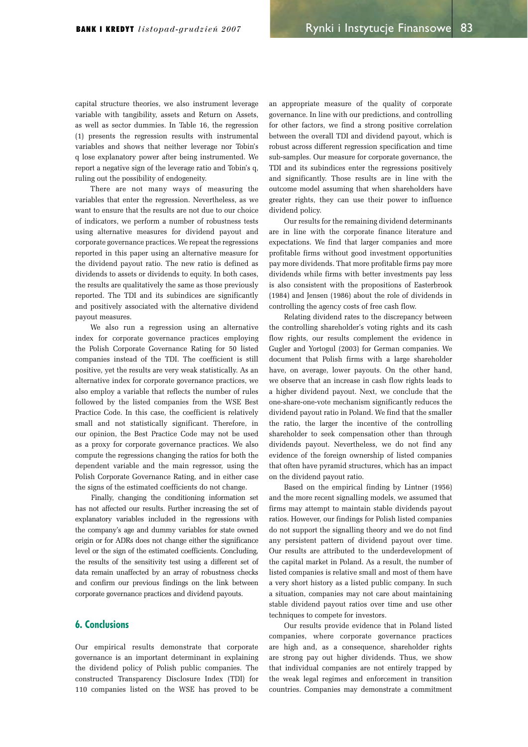capital structure theories, we also instrument leverage variable with tangibility, assets and Return on Assets, as well as sector dummies. In Table 16, the regression (1) presents the regression results with instrumental variables and shows that neither leverage nor Tobin's q lose explanatory power after being instrumented. We report a negative sign of the leverage ratio and Tobin's q, ruling out the possibility of endogeneity.

There are not many ways of measuring the variables that enter the regression. Nevertheless, as we want to ensure that the results are not due to our choice of indicators, we perform a number of robustness tests using alternative measures for dividend payout and corporate governance practices. We repeat the regressions reported in this paper using an alternative measure for the dividend payout ratio. The new ratio is defined as dividends to assets or dividends to equity. In both cases, the results are qualitatively the same as those previously reported. The TDI and its subindices are significantly and positively associated with the alternative dividend payout measures.

We also run a regression using an alternative index for corporate governance practices employing the Polish Corporate Governance Rating for 50 listed companies instead of the TDI. The coefficient is still positive, yet the results are very weak statistically. As an alternative index for corporate governance practices, we also employ a variable that reflects the number of rules followed by the listed companies from the WSE Best Practice Code. In this case, the coefficient is relatively small and not statistically significant. Therefore, in our opinion, the Best Practice Code may not be used as a proxy for corporate governance practices. We also compute the regressions changing the ratios for both the dependent variable and the main regressor, using the Polish Corporate Governance Rating, and in either case the signs of the estimated coefficients do not change.

Finally, changing the conditioning information set has not affected our results. Further increasing the set of explanatory variables included in the regressions with the company's age and dummy variables for state owned origin or for ADRs does not change either the significance level or the sign of the estimated coefficients. Concluding, the results of the sensitivity test using a different set of data remain unaffected by an array of robustness checks and confirm our previous findings on the link between corporate governance practices and dividend payouts.

## 6. Conclusions

Our empirical results demonstrate that corporate governance is an important determinant in explaining the dividend policy of Polish public companies. The constructed Transparency Disclosure Index (TDI) for 110 companies listed on the WSE has proved to be an appropriate measure of the quality of corporate governance. In line with our predictions, and controlling for other factors, we find a strong positive correlation between the overall TDI and dividend payout, which is robust across different regression specification and time sub-samples. Our measure for corporate governance, the TDI and its subindices enter the regressions positively and significantly. Those results are in line with the outcome model assuming that when shareholders have greater rights, they can use their power to influence dividend policy.

Our results for the remaining dividend determinants are in line with the corporate finance literature and expectations. We find that larger companies and more profitable firms without good investment opportunities pay more dividends. That more profitable firms pay more dividends while firms with better investments pay less is also consistent with the propositions of Easterbrook (1984) and Jensen (1986) about the role of dividends in controlling the agency costs of free cash flow.

Relating dividend rates to the discrepancy between the controlling shareholder's voting rights and its cash flow rights, our results complement the evidence in Gugler and Yortogul (2003) for German companies. We document that Polish firms with a large shareholder have, on average, lower payouts. On the other hand, we observe that an increase in cash flow rights leads to a higher dividend payout. Next, we conclude that the one-share-one-vote mechanism significantly reduces the dividend payout ratio in Poland. We find that the smaller the ratio, the larger the incentive of the controlling shareholder to seek compensation other than through dividends payout. Nevertheless, we do not find any evidence of the foreign ownership of listed companies that often have pyramid structures, which has an impact on the dividend payout ratio.

Based on the empirical finding by Lintner (1956) and the more recent signalling models, we assumed that firms may attempt to maintain stable dividends payout ratios. However, our findings for Polish listed companies do not support the signalling theory and we do not find any persistent pattern of dividend payout over time. Our results are attributed to the underdevelopment of the capital market in Poland. As a result, the number of listed companies is relative small and most of them have a very short history as a listed public company. In such a situation, companies may not care about maintaining stable dividend payout ratios over time and use other techniques to compete for investors.

Our results provide evidence that in Poland listed companies, where corporate governance practices are high and, as a consequence, shareholder rights are strong pay out higher dividends. Thus, we show that individual companies are not entirely trapped by the weak legal regimes and enforcement in transition countries. Companies may demonstrate a commitment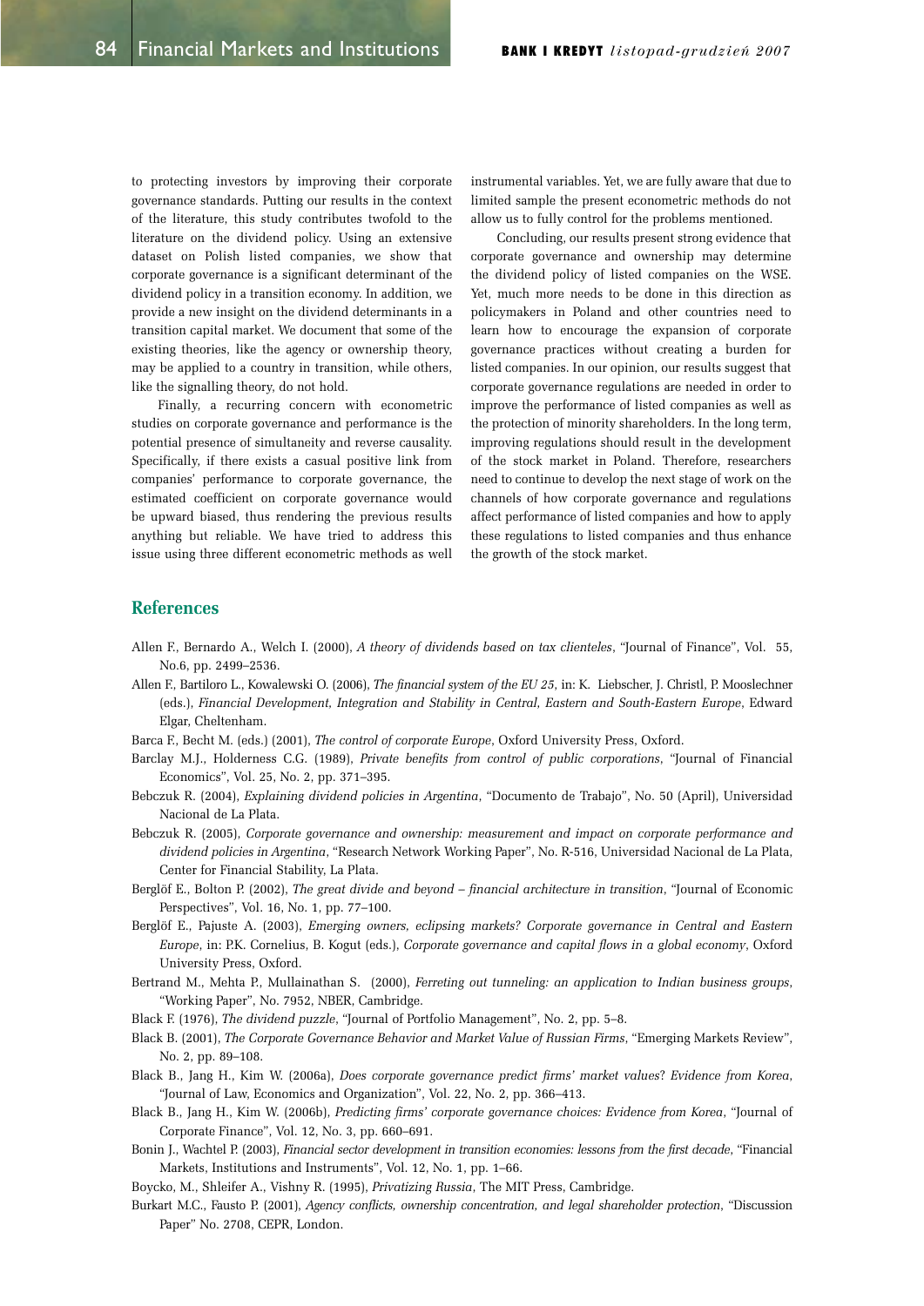to protecting investors by improving their corporate governance standards. Putting our results in the context of the literature, this study contributes twofold to the literature on the dividend policy. Using an extensive dataset on Polish listed companies, we show that corporate governance is a significant determinant of the dividend policy in a transition economy. In addition, we provide a new insight on the dividend determinants in a transition capital market. We document that some of the existing theories, like the agency or ownership theory, may be applied to a country in transition, while others, like the signalling theory, do not hold.

Finally, a recurring concern with econometric studies on corporate governance and performance is the potential presence of simultaneity and reverse causality. Specifically, if there exists a casual positive link from companies' performance to corporate governance, the estimated coefficient on corporate governance would be upward biased, thus rendering the previous results anything but reliable. We have tried to address this issue using three different econometric methods as well instrumental variables. Yet, we are fully aware that due to limited sample the present econometric methods do not allow us to fully control for the problems mentioned.

Concluding, our results present strong evidence that corporate governance and ownership may determine the dividend policy of listed companies on the WSE. Yet, much more needs to be done in this direction as policymakers in Poland and other countries need to learn how to encourage the expansion of corporate governance practices without creating a burden for listed companies. In our opinion, our results suggest that corporate governance regulations are needed in order to improve the performance of listed companies as well as the protection of minority shareholders. In the long term, improving regulations should result in the development of the stock market in Poland. Therefore, researchers need to continue to develop the next stage of work on the channels of how corporate governance and regulations affect performance of listed companies and how to apply these regulations to listed companies and thus enhance the growth of the stock market.

## References

Allen F., Bernardo A., Welch I. (2000), *A theory of dividends based on tax clienteles*, "Journal of Finance", Vol. 55, No.6, pp. 2499–2536.

Allen F., Bartiloro L., Kowalewski O. (2006), *The financial system of the EU 25*, in: K. Liebscher, J. Christl, P. Mooslechner (eds.), *Financial Development, Integration and Stability in Central, Eastern and South-Eastern Europe*, Edward Elgar, Cheltenham.

Barca F., Becht M. (eds.) (2001), *The control of corporate Europe*, Oxford University Press, Oxford.

Barclay M.J., Holderness C.G. (1989), *Private benefits from control of public corporations*, "Journal of Financial Economics", Vol. 25, No. 2, pp. 371–395.

Bebczuk R. (2004), *Explaining dividend policies in Argentina*, "Documento de Trabajo", No. 50 (April), Universidad Nacional de La Plata.

Bebczuk R. (2005), *Corporate governance and ownership: measurement and impact on corporate performance and dividend policies in Argentina*, "Research Network Working Paper", No. R-516, Universidad Nacional de La Plata, Center for Financial Stability, La Plata.

Berglöf E., Bolton P. (2002), *The great divide and beyond – financial architecture in transition*, "Journal of Economic Perspectives", Vol. 16, No. 1, pp. 77–100.

Berglöf E., Pajuste A. (2003), *Emerging owners, eclipsing markets? Corporate governance in Central and Eastern Europe*, in: P.K. Cornelius, B. Kogut (eds.), *Corporate governance and capital flows in a global economy*, Oxford University Press, Oxford.

Bertrand M., Mehta P., Mullainathan S. (2000), *Ferreting out tunneling: an application to Indian business groups*, "Working Paper", No. 7952, NBER, Cambridge.

Black F. (1976), *The dividend puzzle*, "Journal of Portfolio Management", No. 2, pp. 5–8.

Black B. (2001), *The Corporate Governance Behavior and Market Value of Russian Firms*, "Emerging Markets Review", No. 2, pp. 89–108.

Black B., Jang H., Kim W. (2006a), *Does corporate governance predict firms' market values? Evidence from Korea*, "Journal of Law, Economics and Organization", Vol. 22, No. 2, pp. 366–413.

Black B., Jang H., Kim W. (2006b), *Predicting firms' corporate governance choices: Evidence from Korea*, "Journal of Corporate Finance", Vol. 12, No. 3, pp. 660–691.

Bonin J., Wachtel P. (2003), *Financial sector development in transition economies: lessons from the first decade*, "Financial Markets, Institutions and Instruments", Vol. 12, No. 1, pp. 1–66.

Boycko, M., Shleifer A., Vishny R. (1995), *Privatizing Russia*, The MIT Press, Cambridge.

Burkart M.C., Fausto P. (2001), *Agency conflicts, ownership concentration, and legal shareholder protection*, "Discussion Paper" No. 2708, CEPR, London.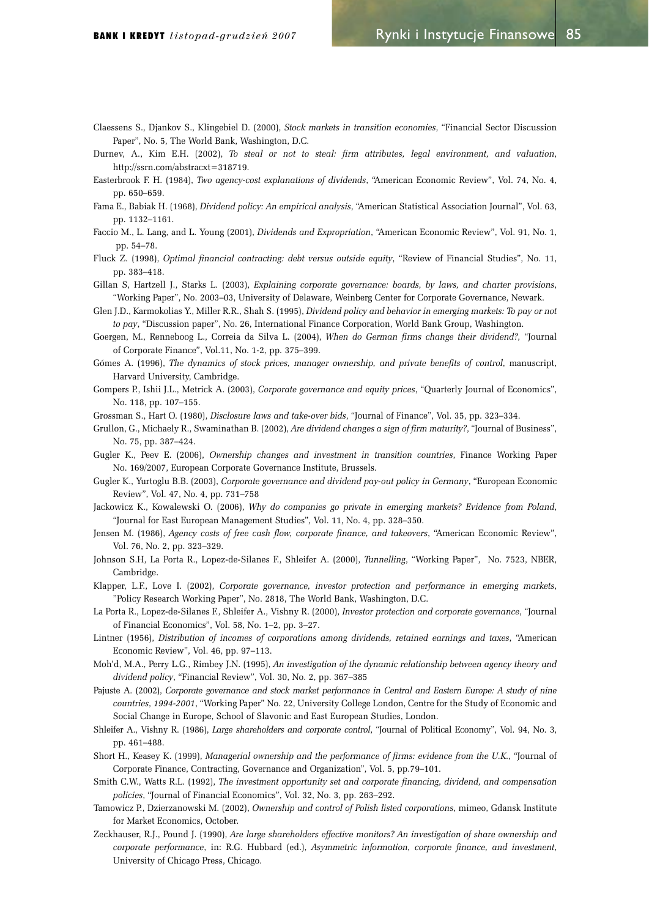Claessens S., Djankov S., Klingebiel D. (2000), *Stock markets in transition economies*, "Financial Sector Discussion Paper", No. 5, The World Bank, Washington, D.C.

Durnev, A., Kim E.H. (2002), *To steal or not to steal: firm attributes, legal environment, and valuation*, http://ssrn.com/abstracxt=318719.

Easterbrook F. H. (1984), *Two agency-cost explanations of dividends*, "American Economic Review", Vol. 74, No. 4, pp. 650–659.

Fama E., Babiak H. (1968), *Dividend policy: An empirical analysis*, "American Statistical Association Journal", Vol. 63, pp. 1132–1161.

Faccio M., L. Lang, and L. Young (2001), *Dividends and Expropriation*, "American Economic Review", Vol. 91, No. 1, pp. 54–78.

Fluck Z. (1998), *Optimal financial contracting: debt versus outside equity*, "Review of Financial Studies", No. 11, pp. 383–418.

Gillan S, Hartzell J., Starks L. (2003), *Explaining corporate governance: boards, by laws, and charter provisions*, "Working Paper", No. 2003–03, University of Delaware, Weinberg Center for Corporate Governance, Newark.

Glen J.D., Karmokolias Y., Miller R.R., Shah S. (1995), *Dividend policy and behavior in emerging markets: To pay or not to pay*, "Discussion paper", No. 26, International Finance Corporation, World Bank Group, Washington.

Goergen, M., Renneboog L., Correia da Silva L. (2004), *When do German firms change their dividend?*, "Journal of Corporate Finance", Vol.11, No. 1-2, pp. 375–399.

Gómes A. (1996), *The dynamics of stock prices, manager ownership, and private benefits of control*, manuscript, Harvard University, Cambridge.

Gompers P., Ishii J.L., Metrick A. (2003), *Corporate governance and equity prices*, "Quarterly Journal of Economics", No. 118, pp. 107–155.

Grossman S., Hart O. (1980), *Disclosure laws and take-over bids*, "Journal of Finance", Vol. 35, pp. 323–334.

Grullon, G., Michaely R., Swaminathan B. (2002), *Are dividend changes a sign of firm maturity?*, "Journal of Business", No. 75, pp. 387–424.

Gugler K., Peev E. (2006), *Ownership changes and investment in transition countries*, Finance Working Paper No. 169/2007, European Corporate Governance Institute, Brussels.

Gugler K., Yurtoglu B.B. (2003), *Corporate governance and dividend pay-out policy in Germany*, "European Economic Review", Vol. 47, No. 4, pp. 731–758

Jackowicz K., Kowalewski O. (2006), *Why do companies go private in emerging markets? Evidence from Poland*, "Journal for East European Management Studies", Vol. 11, No. 4, pp. 328–350.

Jensen M. (1986), *Agency costs of free cash flow, corporate finance, and takeovers*, "American Economic Review", Vol. 76, No. 2, pp. 323–329.

Johnson S.H, La Porta R., Lopez-de-Silanes F., Shleifer A. (2000), *Tunnelling*, "Working Paper", No. 7523, NBER, Cambridge.

Klapper, L.F., Love I. (2002), *Corporate governance, investor protection and performance in emerging markets*, "Policy Research Working Paper", No. 2818, The World Bank, Washington, D.C.

La Porta R., Lopez-de-Silanes F., Shleifer A., Vishny R. (2000), *Investor protection and corporate governance*, "Journal of Financial Economics", Vol. 58, No. 1–2, pp. 3–27.

Lintner (1956), *Distribution of incomes of corporations among dividends, retained earnings and taxes*, "American Economic Review", Vol. 46, pp. 97–113.

Moh'd, M.A., Perry L.G., Rimbey J.N. (1995), *An investigation of the dynamic relationship between agency theory and dividend policy*, "Financial Review", Vol. 30, No. 2, pp. 367–385

Pajuste A. (2002), *Corporate governance and stock market performance in Central and Eastern Europe: A study of nine countries, 1994-2001*, "Working Paper" No. 22, University College London, Centre for the Study of Economic and Social Change in Europe, School of Slavonic and East European Studies, London.

Shleifer A., Vishny R. (1986), *Large shareholders and corporate control*, "Journal of Political Economy", Vol. 94, No. 3, pp. 461–488.

Short H., Keasey K. (1999), *Managerial ownership and the performance of firms: evidence from the U.K.*, "Journal of Corporate Finance, Contracting, Governance and Organization", Vol. 5, pp.79–101.

Smith C.W., Watts R.L. (1992), *The investment opportunity set and corporate financing, dividend, and compensation policies*, "Journal of Financial Economics", Vol. 32, No. 3, pp. 263–292.

Tamowicz P., Dzierzanowski M. (2002), *Ownership and control of Polish listed corporations*, mimeo, Gdansk Institute for Market Economics, October.

Zeckhauser, R.J., Pound J. (1990), *Are large shareholders effective monitors? An investigation of share ownership and corporate performance*, in: R.G. Hubbard (ed.), *Asymmetric information, corporate finance, and investment*, University of Chicago Press, Chicago.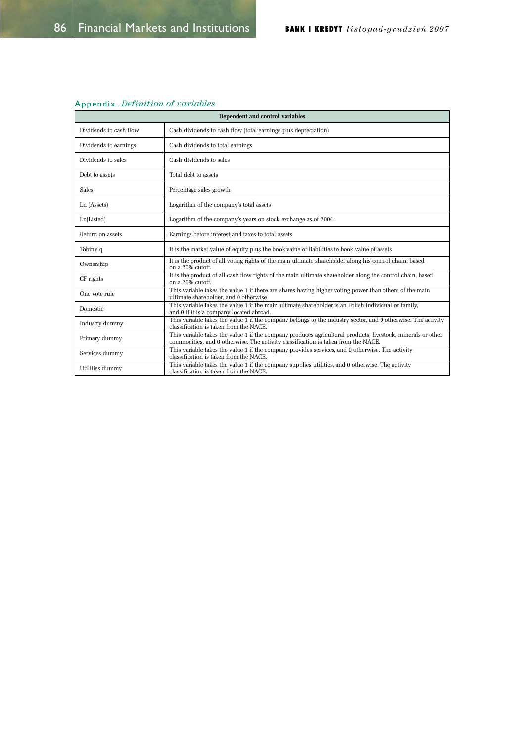## Appendix. *Definition of variables*

| Dependent and control variables | |
|---|---|
| Dividends to cash flow | Cash dividends to cash flow (total earnings plus depreciation) |
| Dividends to earnings | Cash dividends to total earnings |
| Dividends to sales | Cash dividends to sales |
| Debt to assets | Total debt to assets |
| Sales | Percentage sales growth |
| Ln (Assets) | Logarithm of the company's total assets |
| Ln(Listed) | Logarithm of the company's years on stock exchange as of 2004. |
| Return on assets | Earnings before interest and taxes to total assets |
| Tobin's q | It is the market value of equity plus the book value of liabilities to book value of assets |
| Ownership | It is the product of all voting rights of the main ultimate shareholder along his control chain, based on a 20% cutoff. |
| CF rights | It is the product of all cash flow rights of the main ultimate shareholder along the control chain, based on a 20% cutoff. |
| One vote rule | This variable takes the value 1 if there are shares having higher voting power than others of the main ultimate shareholder, and 0 otherwise |
| Domestic | This variable takes the value 1 if the main ultimate shareholder is an Polish individual or family, and 0 if it is a company located abroad. |
| Industry dummy | This variable takes the value 1 if the company belongs to the industry sector, and 0 otherwise. The activity classification is taken from the NACE. |
| Primary dummy | This variable takes the value 1 if the company produces agricultural products, livestock, minerals or other commodities, and 0 otherwise. The activity classification is taken from the NACE. |
| Services dummy | This variable takes the value 1 if the company provides services, and 0 otherwise. The activity classification is taken from the NACE. |
| Utilities dummy | This variable takes the value 1 if the company supplies utilities, and 0 otherwise. The activity classification is taken from the NACE. |